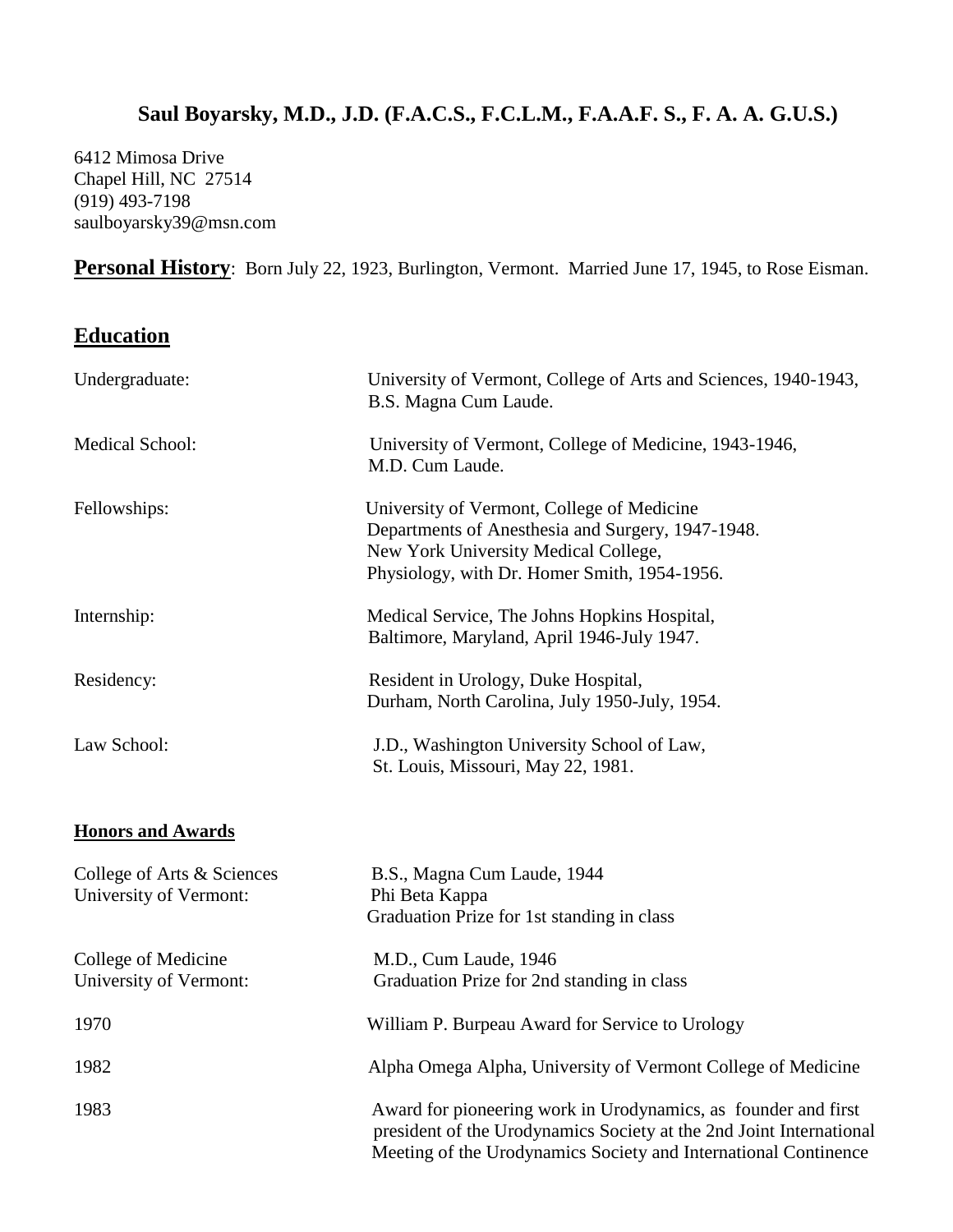# Saul Boyarsky, M.D., J.D. (F.A.C.S., F.C.L.M., F.A.A.F. S., F. A. A. G.U.S.)

6412 Mimosa Drive
Chapel Hill, NC 27514
(919) 493-7198
saulboyarsky39@msn.com

**Personal History**: Born July 22, 1923, Burlington, Vermont. Married June 17, 1945, to Rose Eisman.

## Education

| | |
|---|---|
| Undergraduate: | University of Vermont, College of Arts and Sciences, 1940-1943, B.S. Magna Cum Laude. |
| Medical School: | University of Vermont, College of Medicine, 1943-1946, M.D. Cum Laude. |
| Fellowships: | University of Vermont, College of Medicine Departments of Anesthesia and Surgery, 1947-1948. New York University Medical College, Physiology, with Dr. Homer Smith, 1954-1956. |
| Internship: | Medical Service, The Johns Hopkins Hospital, Baltimore, Maryland, April 1946-July 1947. |
| Residency: | Resident in Urology, Duke Hospital, Durham, North Carolina, July 1950-July, 1954. |
| Law School: | J.D., Washington University School of Law, St. Louis, Missouri, May 22, 1981. |

### Honors and Awards

| | |
|---|---|
| College of Arts & Sciences University of Vermont: | B.S., Magna Cum Laude, 1944<br>Phi Beta Kappa<br>Graduation Prize for 1st standing in class |
| College of Medicine University of Vermont: | M.D., Cum Laude, 1946<br>Graduation Prize for 2nd standing in class |
| 1970 | William P. Burpeau Award for Service to Urology |
| 1982 | Alpha Omega Alpha, University of Vermont College of Medicine |
| 1983 | Award for pioneering work in Urodynamics, as founder and first president of the Urodynamics Society at the 2nd Joint International Meeting of the Urodynamics Society and International Continence |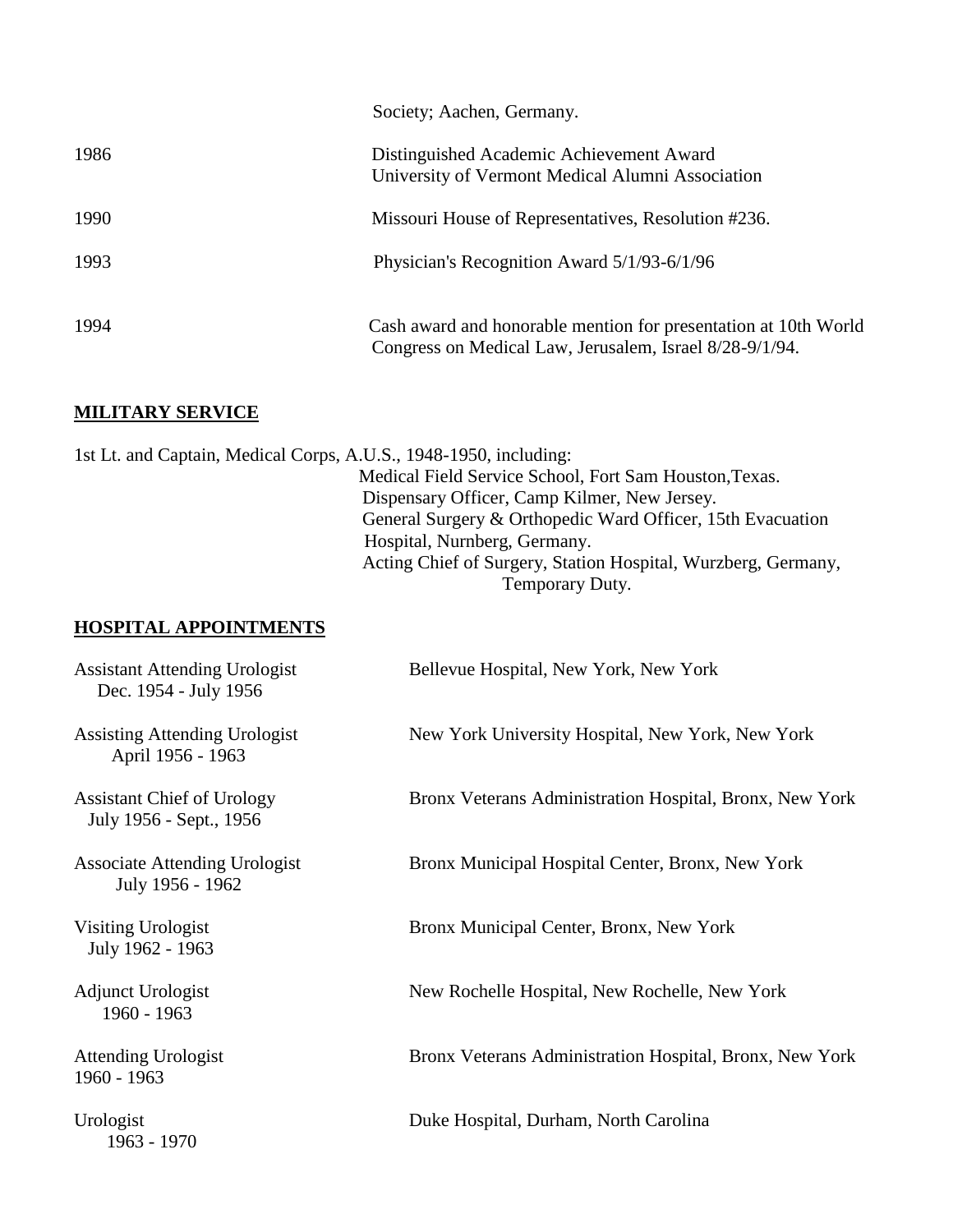Society; Aachen, Germany.

1986 Distinguished Academic Achievement Award
University of Vermont Medical Alumni Association

1990 Missouri House of Representatives, Resolution #236.

1993 Physician's Recognition Award 5/1/93-6/1/96

1994 Cash award and honorable mention for presentation at 10th World Congress on Medical Law, Jerusalem, Israel 8/28-9/1/94.

## MILITARY SERVICE

1st Lt. and Captain, Medical Corps, A.U.S., 1948-1950, including:

- Medical Field Service School, Fort Sam Houston, Texas.
- Dispensary Officer, Camp Kilmer, New Jersey.
- General Surgery & Orthopedic Ward Officer, 15th Evacuation Hospital, Nurnberg, Germany.
- Acting Chief of Surgery, Station Hospital, Wurzberg, Germany, Temporary Duty.

## HOSPITAL APPOINTMENTS

Assistant Attending Urologist
Dec. 1954 - July 1956 — Bellevue Hospital, New York, New York

Assisting Attending Urologist
April 1956 - 1963 — New York University Hospital, New York, New York

Assistant Chief of Urology
July 1956 - Sept., 1956 — Bronx Veterans Administration Hospital, Bronx, New York

Associate Attending Urologist
July 1956 - 1962 — Bronx Municipal Hospital Center, Bronx, New York

Visiting Urologist
July 1962 - 1963 — Bronx Municipal Center, Bronx, New York

Adjunct Urologist
1960 - 1963 — New Rochelle Hospital, New Rochelle, New York

Attending Urologist
1960 - 1963 — Bronx Veterans Administration Hospital, Bronx, New York

Urologist
1963 - 1970 — Duke Hospital, Durham, North Carolina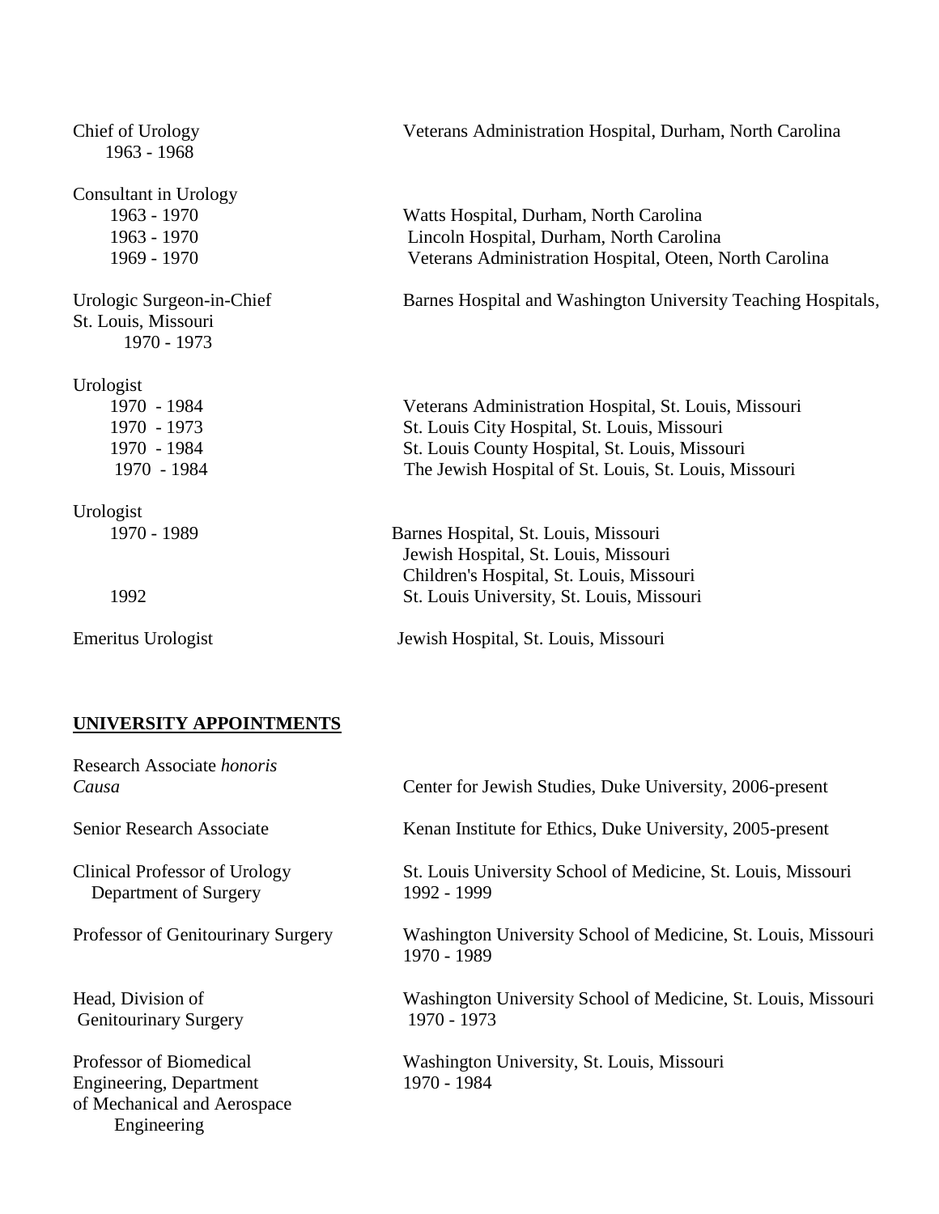Chief of Urology 1963 - 1968 — Veterans Administration Hospital, Durham, North Carolina

Consultant in Urology

- 1963 - 1970 — Watts Hospital, Durham, North Carolina
- 1963 - 1970 — Lincoln Hospital, Durham, North Carolina
- 1969 - 1970 — Veterans Administration Hospital, Oteen, North Carolina

Urologic Surgeon-in-Chief — Barnes Hospital and Washington University Teaching Hospitals, St. Louis, Missouri 1970 - 1973

Urologist

- 1970 - 1984 — Veterans Administration Hospital, St. Louis, Missouri
- 1970 - 1973 — St. Louis City Hospital, St. Louis, Missouri
- 1970 - 1984 — St. Louis County Hospital, St. Louis, Missouri
- 1970 - 1984 — The Jewish Hospital of St. Louis, St. Louis, Missouri

Urologist

- 1970 - 1989 — Barnes Hospital, St. Louis, Missouri
  - Jewish Hospital, St. Louis, Missouri
  - Children's Hospital, St. Louis, Missouri
- 1992 — St. Louis University, St. Louis, Missouri

Emeritus Urologist — Jewish Hospital, St. Louis, Missouri

## UNIVERSITY APPOINTMENTS

Research Associate *honoris Causa* — Center for Jewish Studies, Duke University, 2006-present

Senior Research Associate — Kenan Institute for Ethics, Duke University, 2005-present

Clinical Professor of Urology, Department of Surgery — St. Louis University School of Medicine, St. Louis, Missouri 1992 - 1999

Professor of Genitourinary Surgery — Washington University School of Medicine, St. Louis, Missouri 1970 - 1989

Head, Division of Genitourinary Surgery — Washington University School of Medicine, St. Louis, Missouri 1970 - 1973

Professor of Biomedical Engineering, Department of Mechanical and Aerospace Engineering — Washington University, St. Louis, Missouri 1970 - 1984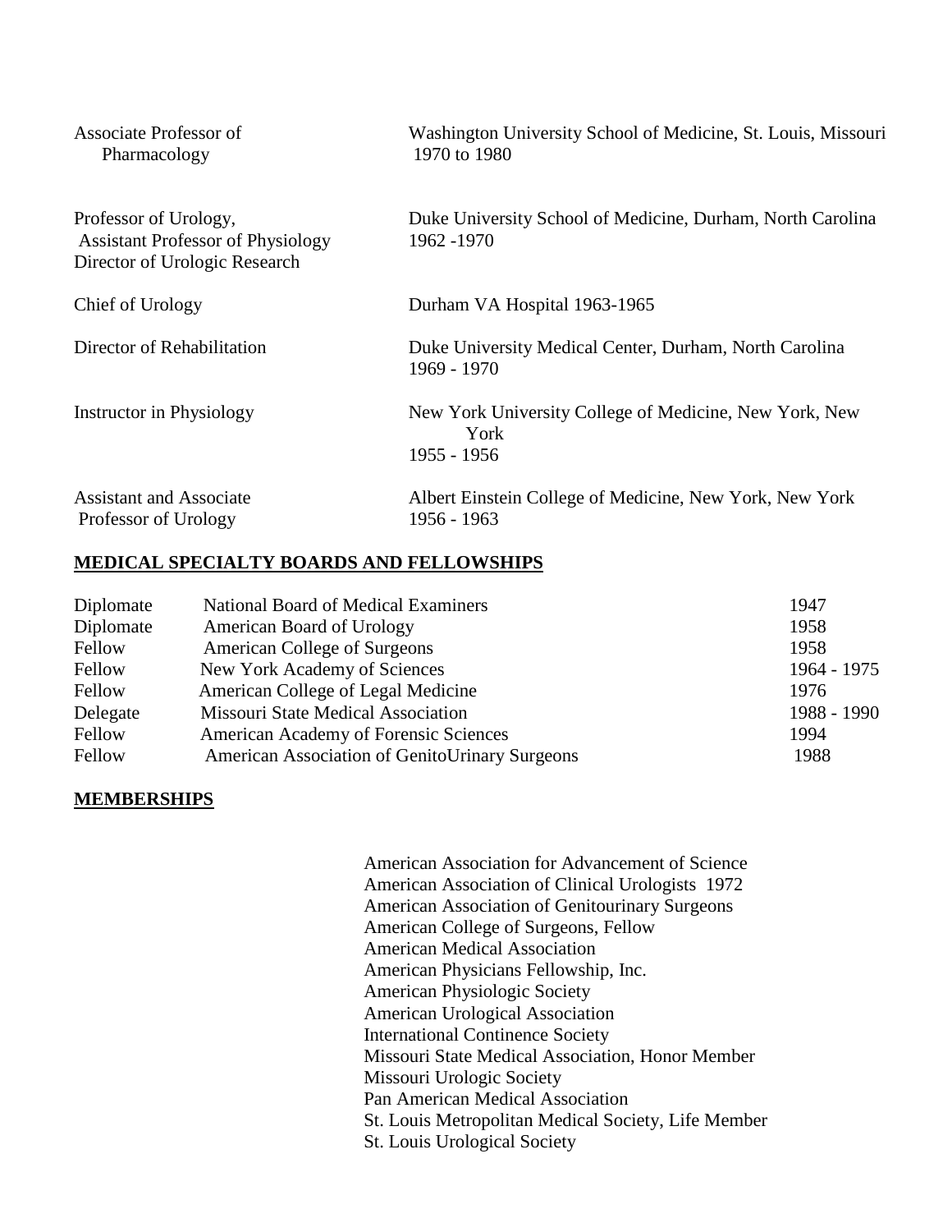| | |
|---|---|
| Associate Professor of Pharmacology | Washington University School of Medicine, St. Louis, Missouri 1970 to 1980 |
| Professor of Urology, Assistant Professor of Physiology Director of Urologic Research | Duke University School of Medicine, Durham, North Carolina 1962 -1970 |
| Chief of Urology | Durham VA Hospital 1963-1965 |
| Director of Rehabilitation | Duke University Medical Center, Durham, North Carolina 1969 - 1970 |
| Instructor in Physiology | New York University College of Medicine, New York, New York 1955 - 1956 |
| Assistant and Associate Professor of Urology | Albert Einstein College of Medicine, New York, New York 1956 - 1963 |

## MEDICAL SPECIALTY BOARDS AND FELLOWSHIPS

| | | |
|---|---|---|
| Diplomate | National Board of Medical Examiners | 1947 |
| Diplomate | American Board of Urology | 1958 |
| Fellow | American College of Surgeons | 1958 |
| Fellow | New York Academy of Sciences | 1964 - 1975 |
| Fellow | American College of Legal Medicine | 1976 |
| Delegate | Missouri State Medical Association | 1988 - 1990 |
| Fellow | American Academy of Forensic Sciences | 1994 |
| Fellow | American Association of GenitoUrinary Surgeons | 1988 |

## MEMBERSHIPS

American Association for Advancement of Science
American Association of Clinical Urologists 1972
American Association of Genitourinary Surgeons
American College of Surgeons, Fellow
American Medical Association
American Physicians Fellowship, Inc.
American Physiologic Society
American Urological Association
International Continence Society
Missouri State Medical Association, Honor Member
Missouri Urologic Society
Pan American Medical Association
St. Louis Metropolitan Medical Society, Life Member
St. Louis Urological Society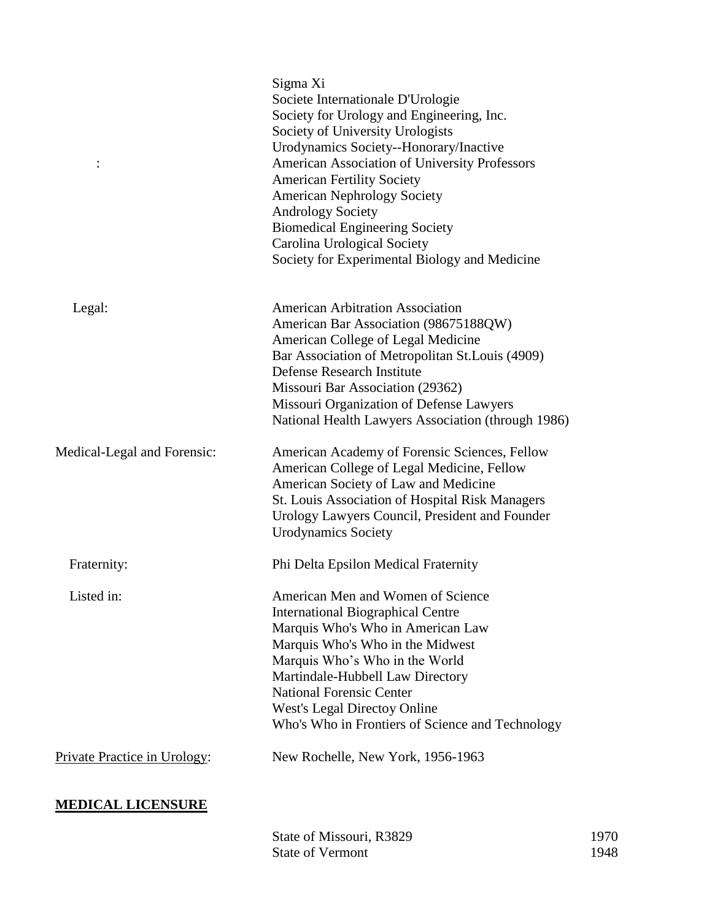| | |
|---|---|
| : | Sigma Xi<br>Societe Internationale D'Urologie<br>Society for Urology and Engineering, Inc.<br>Society of University Urologists<br>Urodynamics Society--Honorary/Inactive<br>American Association of University Professors<br>American Fertility Society<br>American Nephrology Society<br>Andrology Society<br>Biomedical Engineering Society<br>Carolina Urological Society<br>Society for Experimental Biology and Medicine |
| Legal: | American Arbitration Association<br>American Bar Association (98675188QW)<br>American College of Legal Medicine<br>Bar Association of Metropolitan St.Louis (4909)<br>Defense Research Institute<br>Missouri Bar Association (29362)<br>Missouri Organization of Defense Lawyers<br>National Health Lawyers Association (through 1986) |
| Medical-Legal and Forensic: | American Academy of Forensic Sciences, Fellow<br>American College of Legal Medicine, Fellow<br>American Society of Law and Medicine<br>St. Louis Association of Hospital Risk Managers<br>Urology Lawyers Council, President and Founder<br>Urodynamics Society |
| Fraternity: | Phi Delta Epsilon Medical Fraternity |
| Listed in: | American Men and Women of Science<br>International Biographical Centre<br>Marquis Who's Who in American Law<br>Marquis Who's Who in the Midwest<br>Marquis Who's Who in the World<br>Martindale-Hubbell Law Directory<br>National Forensic Center<br>West's Legal Directoy Online<br>Who's Who in Frontiers of Science and Technology |
| Private Practice in Urology: | New Rochelle, New York, 1956-1963 |

## MEDICAL LICENSURE

| | |
|---|---|
| State of Missouri, R3829 | 1970 |
| State of Vermont | 1948 |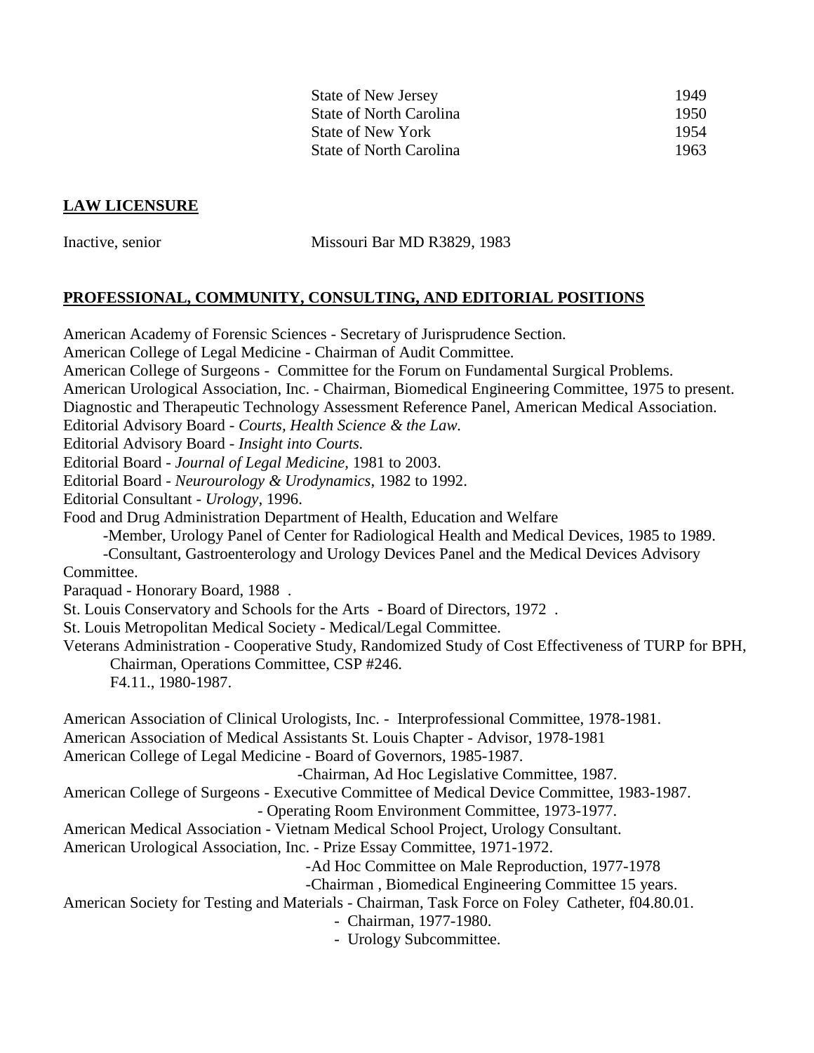| | |
|---|---|
| State of New Jersey | 1949 |
| State of North Carolina | 1950 |
| State of New York | 1954 |
| State of North Carolina | 1963 |

## LAW LICENSURE

Inactive, senior Missouri Bar MD R3829, 1983

## PROFESSIONAL, COMMUNITY, CONSULTING, AND EDITORIAL POSITIONS

American Academy of Forensic Sciences - Secretary of Jurisprudence Section.
American College of Legal Medicine - Chairman of Audit Committee.
American College of Surgeons - Committee for the Forum on Fundamental Surgical Problems.
American Urological Association, Inc. - Chairman, Biomedical Engineering Committee, 1975 to present.
Diagnostic and Therapeutic Technology Assessment Reference Panel, American Medical Association.
Editorial Advisory Board - *Courts, Health Science & the Law.*
Editorial Advisory Board - *Insight into Courts.*
Editorial Board - *Journal of Legal Medicine,* 1981 to 2003.
Editorial Board - *Neurourology & Urodynamics*, 1982 to 1992.
Editorial Consultant - *Urology*, 1996.
Food and Drug Administration Department of Health, Education and Welfare
-Member, Urology Panel of Center for Radiological Health and Medical Devices, 1985 to 1989.
-Consultant, Gastroenterology and Urology Devices Panel and the Medical Devices Advisory Committee.
Paraquad - Honorary Board, 1988 .
St. Louis Conservatory and Schools for the Arts - Board of Directors, 1972 .
St. Louis Metropolitan Medical Society - Medical/Legal Committee.
Veterans Administration - Cooperative Study, Randomized Study of Cost Effectiveness of TURP for BPH,
Chairman, Operations Committee, CSP #246.
F4.11., 1980-1987.

American Association of Clinical Urologists, Inc. - Interprofessional Committee, 1978-1981.
American Association of Medical Assistants St. Louis Chapter - Advisor, 1978-1981
American College of Legal Medicine - Board of Governors, 1985-1987.
-Chairman, Ad Hoc Legislative Committee, 1987.
American College of Surgeons - Executive Committee of Medical Device Committee, 1983-1987.
- Operating Room Environment Committee, 1973-1977.
American Medical Association - Vietnam Medical School Project, Urology Consultant.
American Urological Association, Inc. - Prize Essay Committee, 1971-1972.
-Ad Hoc Committee on Male Reproduction, 1977-1978
-Chairman , Biomedical Engineering Committee 15 years.
American Society for Testing and Materials - Chairman, Task Force on Foley Catheter, f04.80.01.
- Chairman, 1977-1980.
- Urology Subcommittee.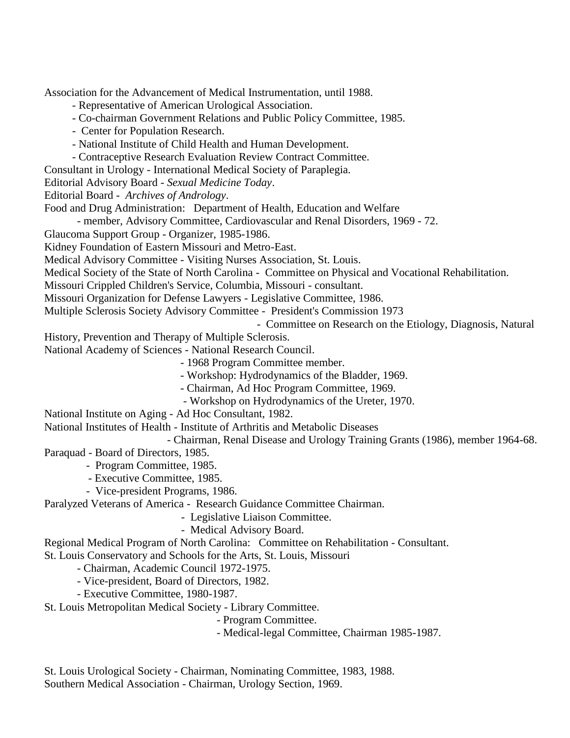Association for the Advancement of Medical Instrumentation, until 1988.

- Representative of American Urological Association.
- Co-chairman Government Relations and Public Policy Committee, 1985.
- Center for Population Research.
- National Institute of Child Health and Human Development.
- Contraceptive Research Evaluation Review Contract Committee.

Consultant in Urology - International Medical Society of Paraplegia.

Editorial Advisory Board - *Sexual Medicine Today*.

Editorial Board - *Archives of Andrology*.

Food and Drug Administration: Department of Health, Education and Welfare

- member, Advisory Committee, Cardiovascular and Renal Disorders, 1969 - 72.

Glaucoma Support Group - Organizer, 1985-1986.

Kidney Foundation of Eastern Missouri and Metro-East.

Medical Advisory Committee - Visiting Nurses Association, St. Louis.

Medical Society of the State of North Carolina - Committee on Physical and Vocational Rehabilitation.

Missouri Crippled Children's Service, Columbia, Missouri - consultant.

Missouri Organization for Defense Lawyers - Legislative Committee, 1986.

Multiple Sclerosis Society Advisory Committee - President's Commission 1973

- Committee on Research on the Etiology, Diagnosis, Natural History, Prevention and Therapy of Multiple Sclerosis.

National Academy of Sciences - National Research Council.

- 1968 Program Committee member.
- Workshop: Hydrodynamics of the Bladder, 1969.
- Chairman, Ad Hoc Program Committee, 1969.
- Workshop on Hydrodynamics of the Ureter, 1970.

National Institute on Aging - Ad Hoc Consultant, 1982.

National Institutes of Health - Institute of Arthritis and Metabolic Diseases

- Chairman, Renal Disease and Urology Training Grants (1986), member 1964-68.

Paraquad - Board of Directors, 1985.

- Program Committee, 1985.
- Executive Committee, 1985.
- Vice-president Programs, 1986.

Paralyzed Veterans of America - Research Guidance Committee Chairman.

- Legislative Liaison Committee.
- Medical Advisory Board.

Regional Medical Program of North Carolina: Committee on Rehabilitation - Consultant.

St. Louis Conservatory and Schools for the Arts, St. Louis, Missouri

- Chairman, Academic Council 1972-1975.
- Vice-president, Board of Directors, 1982.
- Executive Committee, 1980-1987.

St. Louis Metropolitan Medical Society - Library Committee.

- Program Committee.
- Medical-legal Committee, Chairman 1985-1987.

St. Louis Urological Society - Chairman, Nominating Committee, 1983, 1988.

Southern Medical Association - Chairman, Urology Section, 1969.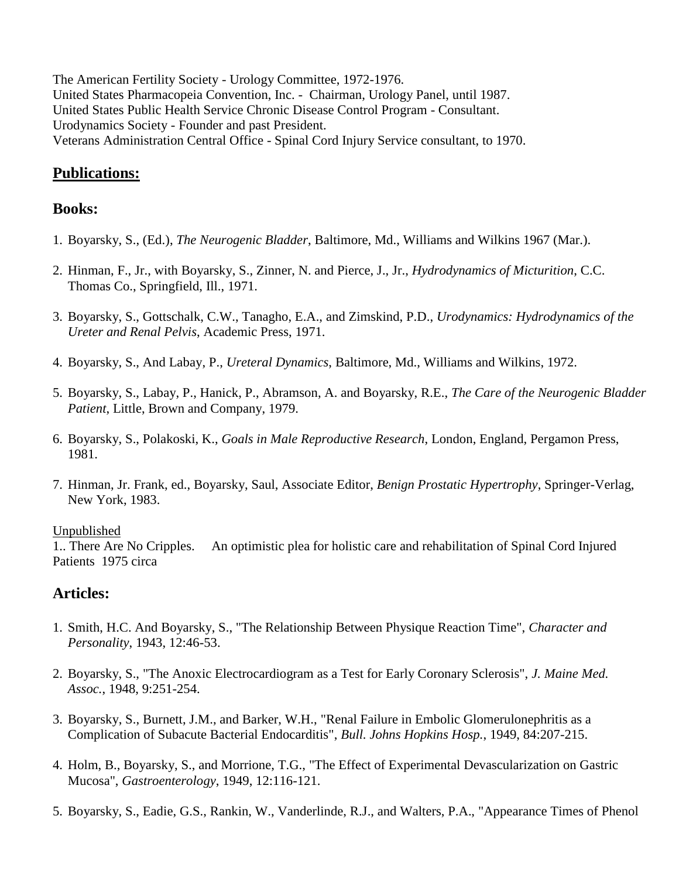The American Fertility Society - Urology Committee, 1972-1976.
United States Pharmacopeia Convention, Inc. - Chairman, Urology Panel, until 1987.
United States Public Health Service Chronic Disease Control Program - Consultant.
Urodynamics Society - Founder and past President.
Veterans Administration Central Office - Spinal Cord Injury Service consultant, to 1970.

## Publications:

### Books:

1. Boyarsky, S., (Ed.), *The Neurogenic Bladder*, Baltimore, Md., Williams and Wilkins 1967 (Mar.).

2. Hinman, F., Jr., with Boyarsky, S., Zinner, N. and Pierce, J., Jr., *Hydrodynamics of Micturition*, C.C. Thomas Co., Springfield, Ill., 1971.

3. Boyarsky, S., Gottschalk, C.W., Tanagho, E.A., and Zimskind, P.D., *Urodynamics: Hydrodynamics of the Ureter and Renal Pelvis*, Academic Press, 1971.

4. Boyarsky, S., And Labay, P., *Ureteral Dynamics*, Baltimore, Md., Williams and Wilkins, 1972.

5. Boyarsky, S., Labay, P., Hanick, P., Abramson, A. and Boyarsky, R.E., *The Care of the Neurogenic Bladder Patient*, Little, Brown and Company, 1979.

6. Boyarsky, S., Polakoski, K., *Goals in Male Reproductive Research*, London, England, Pergamon Press, 1981.

7. Hinman, Jr. Frank, ed., Boyarsky, Saul, Associate Editor, *Benign Prostatic Hypertrophy*, Springer-Verlag, New York, 1983.

Unpublished
1.. There Are No Cripples. An optimistic plea for holistic care and rehabilitation of Spinal Cord Injured Patients 1975 circa

### Articles:

1. Smith, H.C. And Boyarsky, S., "The Relationship Between Physique Reaction Time", *Character and Personality*, 1943, 12:46-53.

2. Boyarsky, S., "The Anoxic Electrocardiogram as a Test for Early Coronary Sclerosis", *J. Maine Med. Assoc.*, 1948, 9:251-254.

3. Boyarsky, S., Burnett, J.M., and Barker, W.H., "Renal Failure in Embolic Glomerulonephritis as a Complication of Subacute Bacterial Endocarditis", *Bull. Johns Hopkins Hosp.*, 1949, 84:207-215.

4. Holm, B., Boyarsky, S., and Morrione, T.G., "The Effect of Experimental Devascularization on Gastric Mucosa", *Gastroenterology*, 1949, 12:116-121.

5. Boyarsky, S., Eadie, G.S., Rankin, W., Vanderlinde, R.J., and Walters, P.A., "Appearance Times of Phenol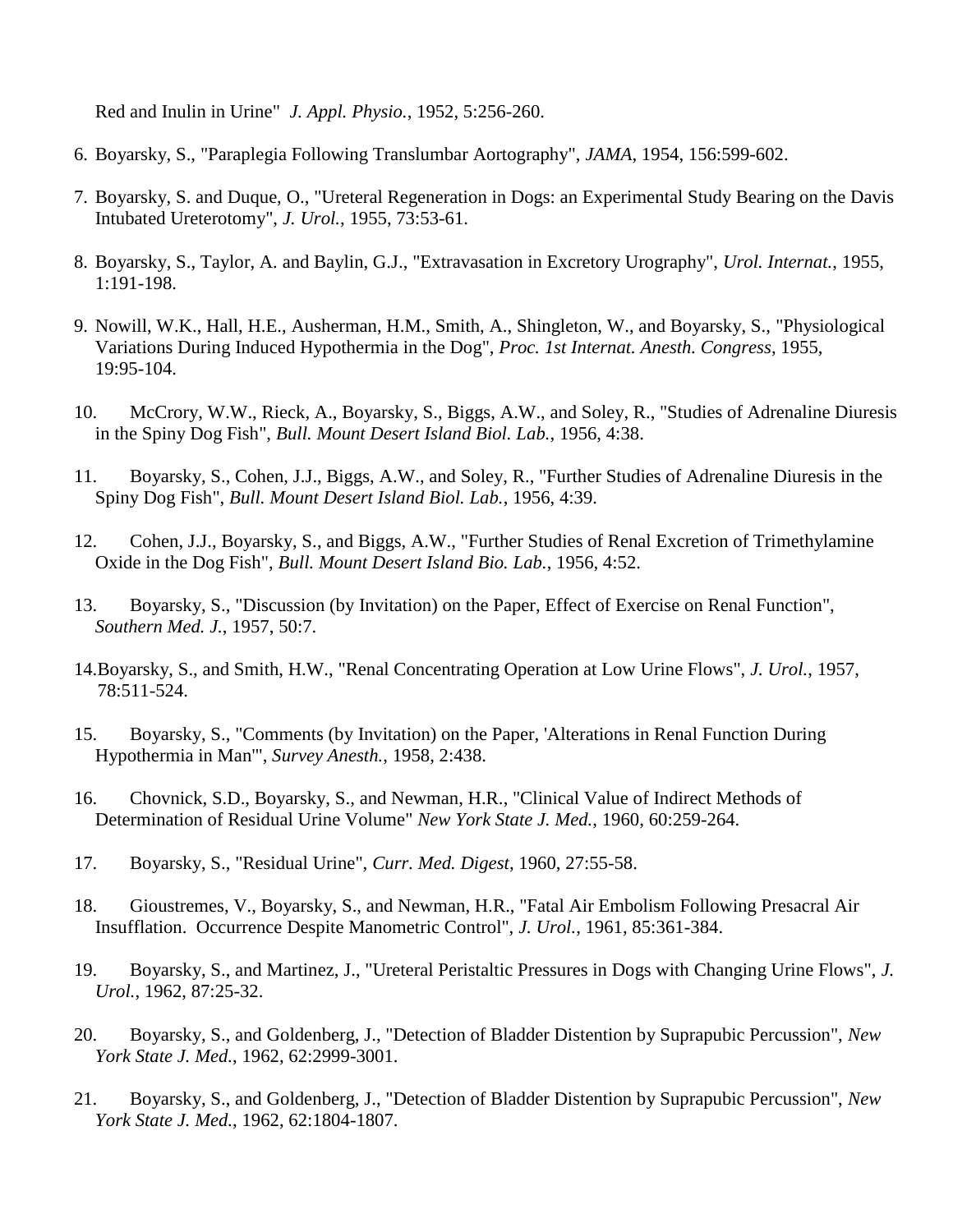Red and Inulin in Urine" *J. Appl. Physio.*, 1952, 5:256-260.

6. Boyarsky, S., "Paraplegia Following Translumbar Aortography", *JAMA*, 1954, 156:599-602.

7. Boyarsky, S. and Duque, O., "Ureteral Regeneration in Dogs: an Experimental Study Bearing on the Davis Intubated Ureterotomy", *J. Urol.*, 1955, 73:53-61.

8. Boyarsky, S., Taylor, A. and Baylin, G.J., "Extravasation in Excretory Urography", *Urol. Internat.*, 1955, 1:191-198.

9. Nowill, W.K., Hall, H.E., Ausherman, H.M., Smith, A., Shingleton, W., and Boyarsky, S., "Physiological Variations During Induced Hypothermia in the Dog", *Proc. 1st Internat. Anesth. Congress*, 1955, 19:95-104.

10. McCrory, W.W., Rieck, A., Boyarsky, S., Biggs, A.W., and Soley, R., "Studies of Adrenaline Diuresis in the Spiny Dog Fish", *Bull. Mount Desert Island Biol. Lab.*, 1956, 4:38.

11. Boyarsky, S., Cohen, J.J., Biggs, A.W., and Soley, R., "Further Studies of Adrenaline Diuresis in the Spiny Dog Fish", *Bull. Mount Desert Island Biol. Lab.*, 1956, 4:39.

12. Cohen, J.J., Boyarsky, S., and Biggs, A.W., "Further Studies of Renal Excretion of Trimethylamine Oxide in the Dog Fish", *Bull. Mount Desert Island Bio. Lab.*, 1956, 4:52.

13. Boyarsky, S., "Discussion (by Invitation) on the Paper, Effect of Exercise on Renal Function", *Southern Med. J.*, 1957, 50:7.

14. Boyarsky, S., and Smith, H.W., "Renal Concentrating Operation at Low Urine Flows", *J. Urol.*, 1957, 78:511-524.

15. Boyarsky, S., "Comments (by Invitation) on the Paper, 'Alterations in Renal Function During Hypothermia in Man'", *Survey Anesth.*, 1958, 2:438.

16. Chovnick, S.D., Boyarsky, S., and Newman, H.R., "Clinical Value of Indirect Methods of Determination of Residual Urine Volume" *New York State J. Med.*, 1960, 60:259-264.

17. Boyarsky, S., "Residual Urine", *Curr. Med. Digest*, 1960, 27:55-58.

18. Gioustremes, V., Boyarsky, S., and Newman, H.R., "Fatal Air Embolism Following Presacral Air Insufflation. Occurrence Despite Manometric Control", *J. Urol.*, 1961, 85:361-384.

19. Boyarsky, S., and Martinez, J., "Ureteral Peristaltic Pressures in Dogs with Changing Urine Flows", *J. Urol.*, 1962, 87:25-32.

20. Boyarsky, S., and Goldenberg, J., "Detection of Bladder Distention by Suprapubic Percussion", *New York State J. Med.*, 1962, 62:2999-3001.

21. Boyarsky, S., and Goldenberg, J., "Detection of Bladder Distention by Suprapubic Percussion", *New York State J. Med.*, 1962, 62:1804-1807.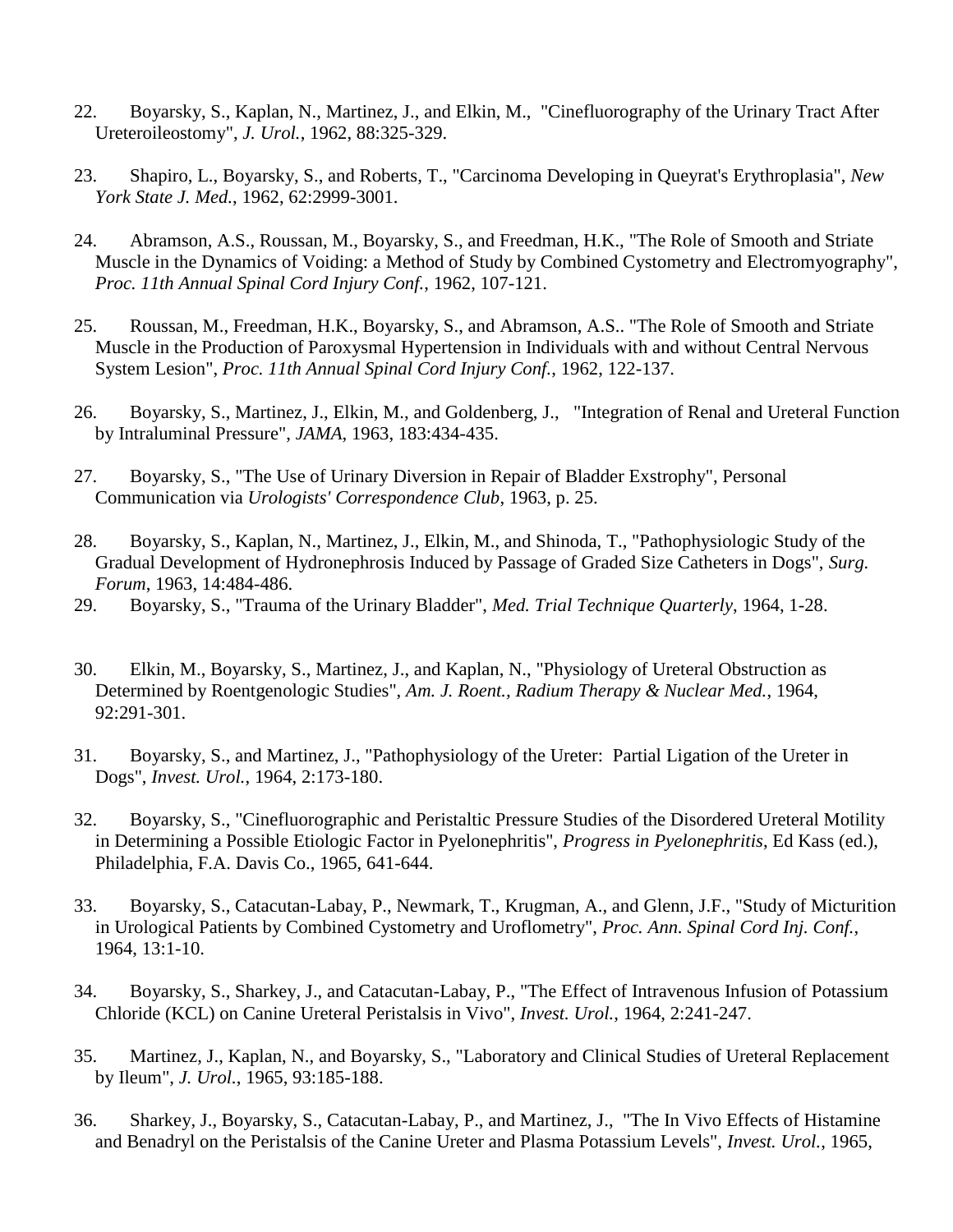22. Boyarsky, S., Kaplan, N., Martinez, J., and Elkin, M., "Cinefluorography of the Urinary Tract After Ureteroileostomy", *J. Urol.*, 1962, 88:325-329.

23. Shapiro, L., Boyarsky, S., and Roberts, T., "Carcinoma Developing in Queyrat's Erythroplasia", *New York State J. Med.*, 1962, 62:2999-3001.

24. Abramson, A.S., Roussan, M., Boyarsky, S., and Freedman, H.K., "The Role of Smooth and Striate Muscle in the Dynamics of Voiding: a Method of Study by Combined Cystometry and Electromyography", *Proc. 11th Annual Spinal Cord Injury Conf.*, 1962, 107-121.

25. Roussan, M., Freedman, H.K., Boyarsky, S., and Abramson, A.S.. "The Role of Smooth and Striate Muscle in the Production of Paroxysmal Hypertension in Individuals with and without Central Nervous System Lesion", *Proc. 11th Annual Spinal Cord Injury Conf.*, 1962, 122-137.

26. Boyarsky, S., Martinez, J., Elkin, M., and Goldenberg, J., "Integration of Renal and Ureteral Function by Intraluminal Pressure", *JAMA*, 1963, 183:434-435.

27. Boyarsky, S., "The Use of Urinary Diversion in Repair of Bladder Exstrophy", Personal Communication via *Urologists' Correspondence Club*, 1963, p. 25.

28. Boyarsky, S., Kaplan, N., Martinez, J., Elkin, M., and Shinoda, T., "Pathophysiologic Study of the Gradual Development of Hydronephrosis Induced by Passage of Graded Size Catheters in Dogs", *Surg. Forum*, 1963, 14:484-486.

29. Boyarsky, S., "Trauma of the Urinary Bladder", *Med. Trial Technique Quarterly*, 1964, 1-28.

30. Elkin, M., Boyarsky, S., Martinez, J., and Kaplan, N., "Physiology of Ureteral Obstruction as Determined by Roentgenologic Studies", *Am. J. Roent., Radium Therapy & Nuclear Med.*, 1964, 92:291-301.

31. Boyarsky, S., and Martinez, J., "Pathophysiology of the Ureter: Partial Ligation of the Ureter in Dogs", *Invest. Urol.*, 1964, 2:173-180.

32. Boyarsky, S., "Cinefluorographic and Peristaltic Pressure Studies of the Disordered Ureteral Motility in Determining a Possible Etiologic Factor in Pyelonephritis", *Progress in Pyelonephritis*, Ed Kass (ed.), Philadelphia, F.A. Davis Co., 1965, 641-644.

33. Boyarsky, S., Catacutan-Labay, P., Newmark, T., Krugman, A., and Glenn, J.F., "Study of Micturition in Urological Patients by Combined Cystometry and Uroflometry", *Proc. Ann. Spinal Cord Inj. Conf.*, 1964, 13:1-10.

34. Boyarsky, S., Sharkey, J., and Catacutan-Labay, P., "The Effect of Intravenous Infusion of Potassium Chloride (KCL) on Canine Ureteral Peristalsis in Vivo", *Invest. Urol.*, 1964, 2:241-247.

35. Martinez, J., Kaplan, N., and Boyarsky, S., "Laboratory and Clinical Studies of Ureteral Replacement by Ileum", *J. Urol.*, 1965, 93:185-188.

36. Sharkey, J., Boyarsky, S., Catacutan-Labay, P., and Martinez, J., "The In Vivo Effects of Histamine and Benadryl on the Peristalsis of the Canine Ureter and Plasma Potassium Levels", *Invest. Urol.*, 1965,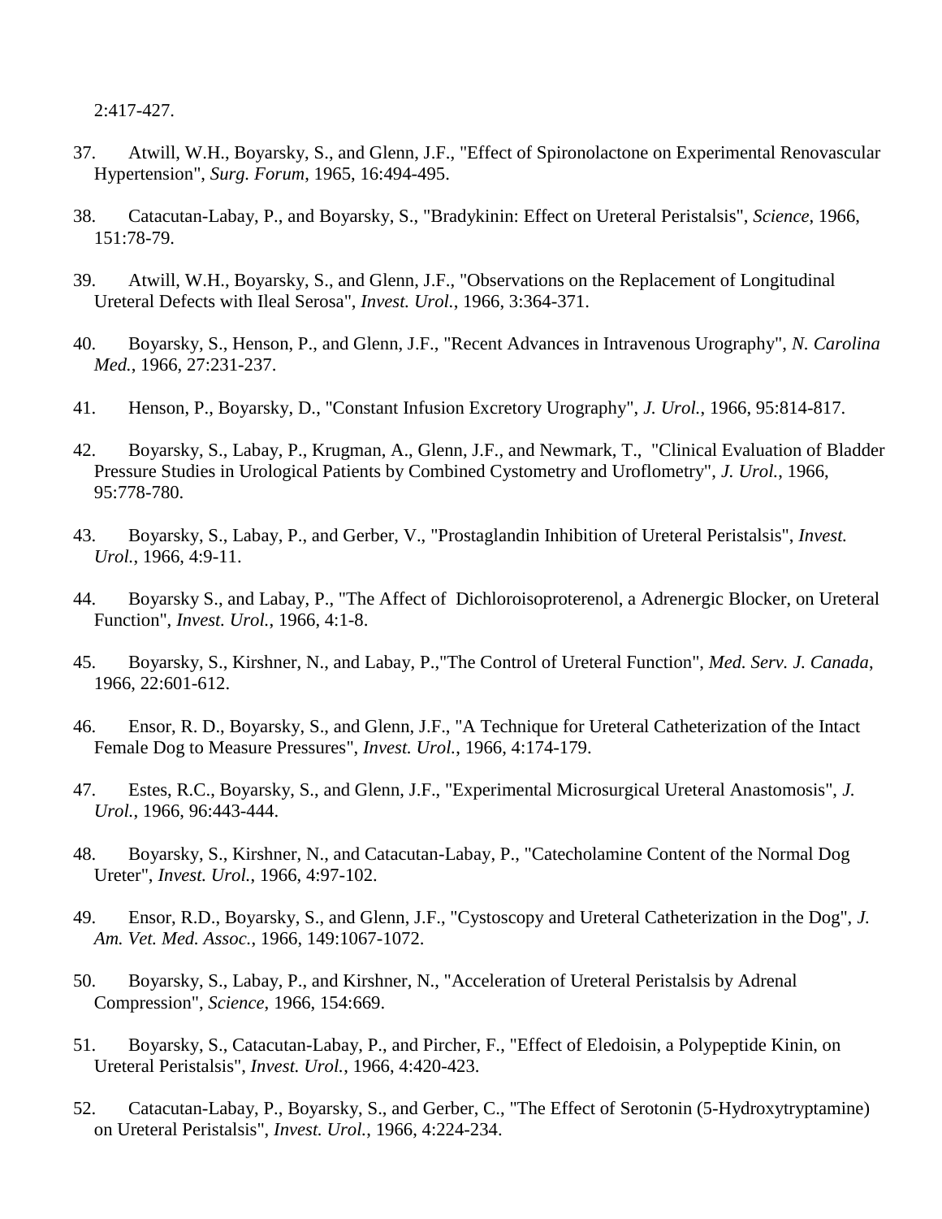2:417-427.

37. Atwill, W.H., Boyarsky, S., and Glenn, J.F., "Effect of Spironolactone on Experimental Renovascular Hypertension", *Surg. Forum*, 1965, 16:494-495.

38. Catacutan-Labay, P., and Boyarsky, S., "Bradykinin: Effect on Ureteral Peristalsis", *Science*, 1966, 151:78-79.

39. Atwill, W.H., Boyarsky, S., and Glenn, J.F., "Observations on the Replacement of Longitudinal Ureteral Defects with Ileal Serosa", *Invest. Urol.*, 1966, 3:364-371.

40. Boyarsky, S., Henson, P., and Glenn, J.F., "Recent Advances in Intravenous Urography", *N. Carolina Med.*, 1966, 27:231-237.

41. Henson, P., Boyarsky, D., "Constant Infusion Excretory Urography", *J. Urol.*, 1966, 95:814-817.

42. Boyarsky, S., Labay, P., Krugman, A., Glenn, J.F., and Newmark, T., "Clinical Evaluation of Bladder Pressure Studies in Urological Patients by Combined Cystometry and Uroflometry", *J. Urol.*, 1966, 95:778-780.

43. Boyarsky, S., Labay, P., and Gerber, V., "Prostaglandin Inhibition of Ureteral Peristalsis", *Invest. Urol.*, 1966, 4:9-11.

44. Boyarsky S., and Labay, P., "The Affect of Dichloroisoproterenol, a Adrenergic Blocker, on Ureteral Function", *Invest. Urol.*, 1966, 4:1-8.

45. Boyarsky, S., Kirshner, N., and Labay, P.,"The Control of Ureteral Function", *Med. Serv. J. Canada*, 1966, 22:601-612.

46. Ensor, R. D., Boyarsky, S., and Glenn, J.F., "A Technique for Ureteral Catheterization of the Intact Female Dog to Measure Pressures", *Invest. Urol.*, 1966, 4:174-179.

47. Estes, R.C., Boyarsky, S., and Glenn, J.F., "Experimental Microsurgical Ureteral Anastomosis", *J. Urol.*, 1966, 96:443-444.

48. Boyarsky, S., Kirshner, N., and Catacutan-Labay, P., "Catecholamine Content of the Normal Dog Ureter", *Invest. Urol.*, 1966, 4:97-102.

49. Ensor, R.D., Boyarsky, S., and Glenn, J.F., "Cystoscopy and Ureteral Catheterization in the Dog", *J. Am. Vet. Med. Assoc.*, 1966, 149:1067-1072.

50. Boyarsky, S., Labay, P., and Kirshner, N., "Acceleration of Ureteral Peristalsis by Adrenal Compression", *Science*, 1966, 154:669.

51. Boyarsky, S., Catacutan-Labay, P., and Pircher, F., "Effect of Eledoisin, a Polypeptide Kinin, on Ureteral Peristalsis", *Invest. Urol.*, 1966, 4:420-423.

52. Catacutan-Labay, P., Boyarsky, S., and Gerber, C., "The Effect of Serotonin (5-Hydroxytryptamine) on Ureteral Peristalsis", *Invest. Urol.*, 1966, 4:224-234.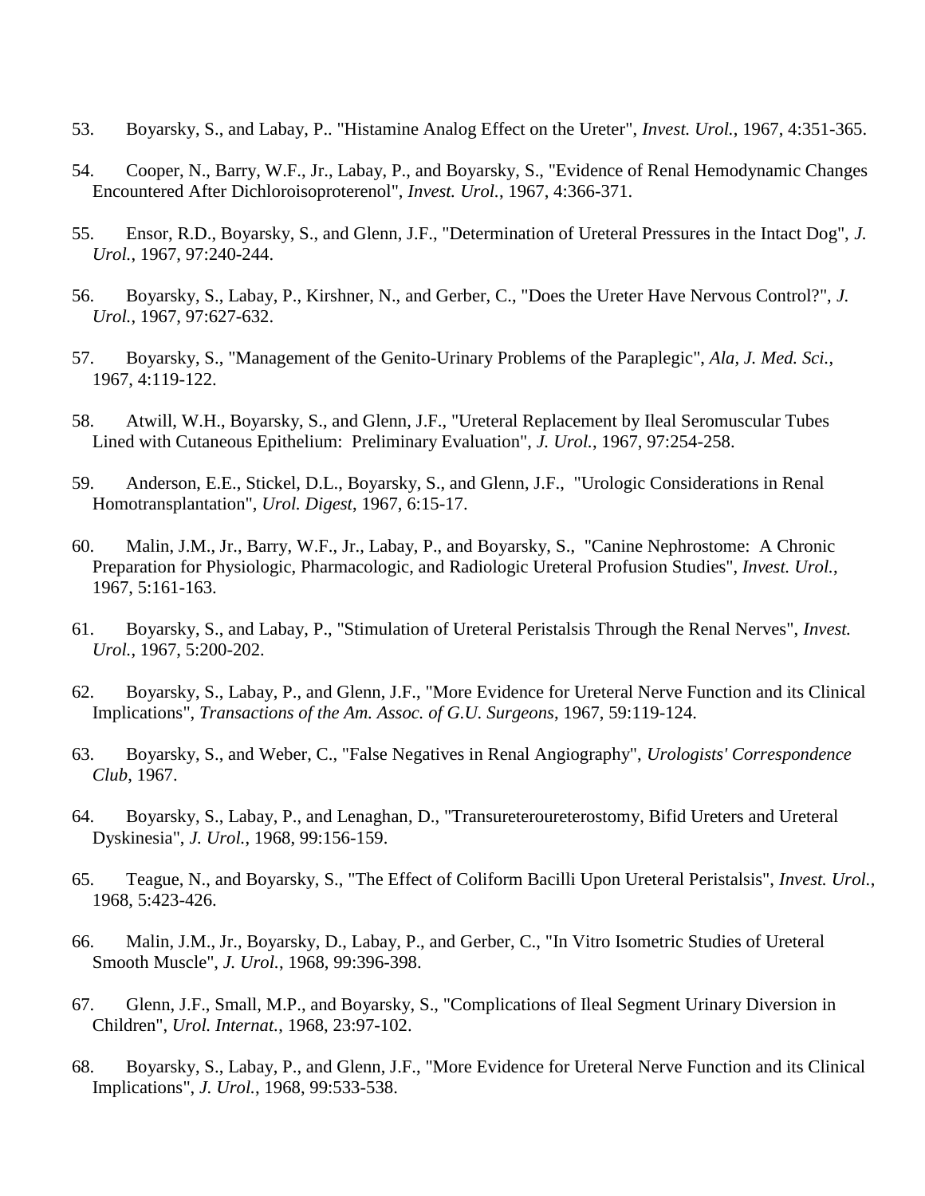53. Boyarsky, S., and Labay, P.. "Histamine Analog Effect on the Ureter", *Invest. Urol.*, 1967, 4:351-365.

54. Cooper, N., Barry, W.F., Jr., Labay, P., and Boyarsky, S., "Evidence of Renal Hemodynamic Changes Encountered After Dichloroisoproterenol", *Invest. Urol.*, 1967, 4:366-371.

55. Ensor, R.D., Boyarsky, S., and Glenn, J.F., "Determination of Ureteral Pressures in the Intact Dog", *J. Urol.*, 1967, 97:240-244.

56. Boyarsky, S., Labay, P., Kirshner, N., and Gerber, C., "Does the Ureter Have Nervous Control?", *J. Urol.*, 1967, 97:627-632.

57. Boyarsky, S., "Management of the Genito-Urinary Problems of the Paraplegic", *Ala, J. Med. Sci.*, 1967, 4:119-122.

58. Atwill, W.H., Boyarsky, S., and Glenn, J.F., "Ureteral Replacement by Ileal Seromuscular Tubes Lined with Cutaneous Epithelium: Preliminary Evaluation", *J. Urol.*, 1967, 97:254-258.

59. Anderson, E.E., Stickel, D.L., Boyarsky, S., and Glenn, J.F., "Urologic Considerations in Renal Homotransplantation", *Urol. Digest*, 1967, 6:15-17.

60. Malin, J.M., Jr., Barry, W.F., Jr., Labay, P., and Boyarsky, S., "Canine Nephrostome: A Chronic Preparation for Physiologic, Pharmacologic, and Radiologic Ureteral Profusion Studies", *Invest. Urol.*, 1967, 5:161-163.

61. Boyarsky, S., and Labay, P., "Stimulation of Ureteral Peristalsis Through the Renal Nerves", *Invest. Urol.*, 1967, 5:200-202.

62. Boyarsky, S., Labay, P., and Glenn, J.F., "More Evidence for Ureteral Nerve Function and its Clinical Implications", *Transactions of the Am. Assoc. of G.U. Surgeons*, 1967, 59:119-124.

63. Boyarsky, S., and Weber, C., "False Negatives in Renal Angiography", *Urologists' Correspondence Club*, 1967.

64. Boyarsky, S., Labay, P., and Lenaghan, D., "Transureteroureterostomy, Bifid Ureters and Ureteral Dyskinesia", *J. Urol.*, 1968, 99:156-159.

65. Teague, N., and Boyarsky, S., "The Effect of Coliform Bacilli Upon Ureteral Peristalsis", *Invest. Urol.*, 1968, 5:423-426.

66. Malin, J.M., Jr., Boyarsky, D., Labay, P., and Gerber, C., "In Vitro Isometric Studies of Ureteral Smooth Muscle", *J. Urol.*, 1968, 99:396-398.

67. Glenn, J.F., Small, M.P., and Boyarsky, S., "Complications of Ileal Segment Urinary Diversion in Children", *Urol. Internat.*, 1968, 23:97-102.

68. Boyarsky, S., Labay, P., and Glenn, J.F., "More Evidence for Ureteral Nerve Function and its Clinical Implications", *J. Urol.*, 1968, 99:533-538.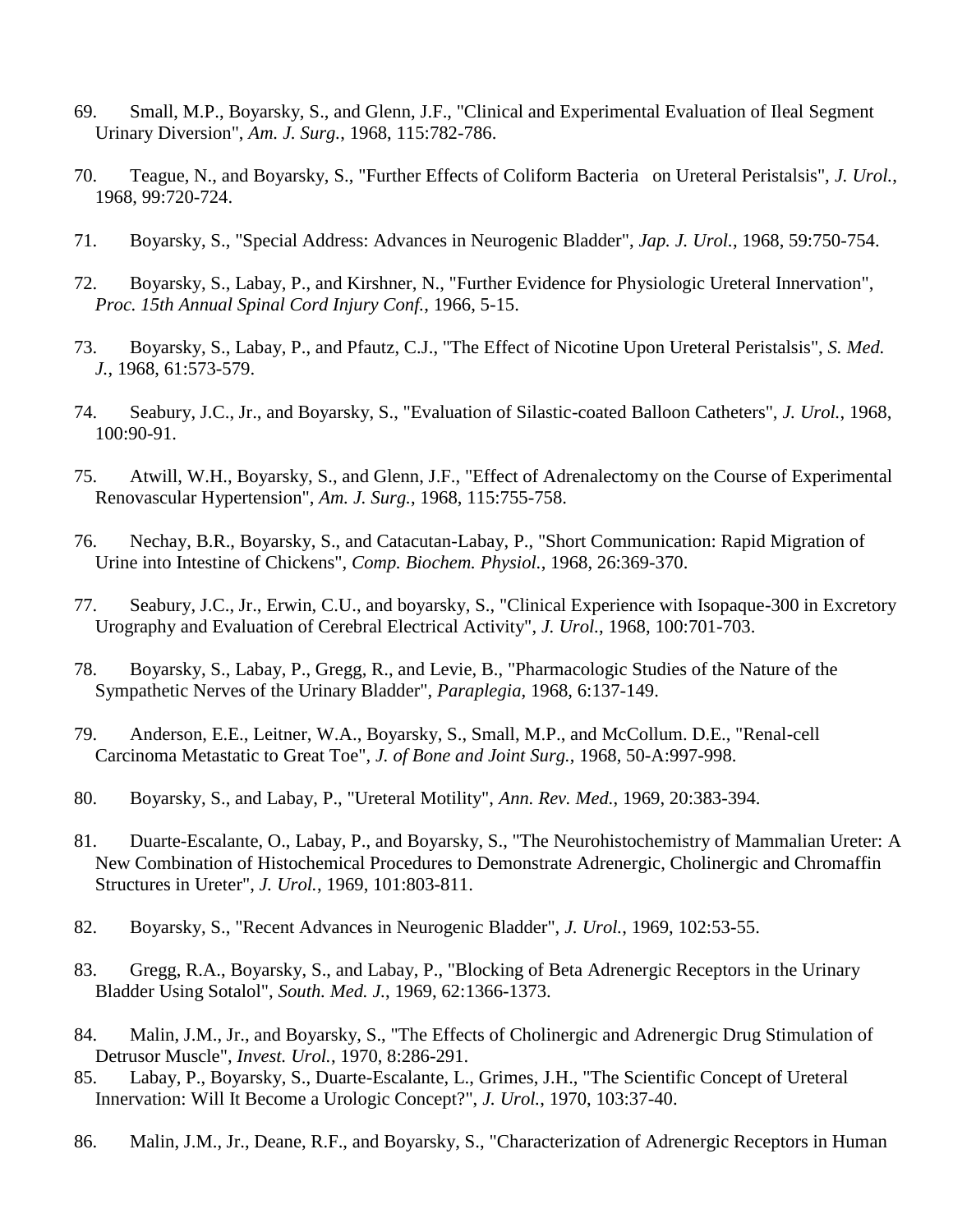69. Small, M.P., Boyarsky, S., and Glenn, J.F., "Clinical and Experimental Evaluation of Ileal Segment Urinary Diversion", *Am. J. Surg.*, 1968, 115:782-786.

70. Teague, N., and Boyarsky, S., "Further Effects of Coliform Bacteria on Ureteral Peristalsis", *J. Urol.*, 1968, 99:720-724.

71. Boyarsky, S., "Special Address: Advances in Neurogenic Bladder", *Jap. J. Urol.*, 1968, 59:750-754.

72. Boyarsky, S., Labay, P., and Kirshner, N., "Further Evidence for Physiologic Ureteral Innervation", *Proc. 15th Annual Spinal Cord Injury Conf.*, 1966, 5-15.

73. Boyarsky, S., Labay, P., and Pfautz, C.J., "The Effect of Nicotine Upon Ureteral Peristalsis", *S. Med. J.*, 1968, 61:573-579.

74. Seabury, J.C., Jr., and Boyarsky, S., "Evaluation of Silastic-coated Balloon Catheters", *J. Urol.*, 1968, 100:90-91.

75. Atwill, W.H., Boyarsky, S., and Glenn, J.F., "Effect of Adrenalectomy on the Course of Experimental Renovascular Hypertension", *Am. J. Surg.*, 1968, 115:755-758.

76. Nechay, B.R., Boyarsky, S., and Catacutan-Labay, P., "Short Communication: Rapid Migration of Urine into Intestine of Chickens", *Comp. Biochem. Physiol.*, 1968, 26:369-370.

77. Seabury, J.C., Jr., Erwin, C.U., and boyarsky, S., "Clinical Experience with Isopaque-300 in Excretory Urography and Evaluation of Cerebral Electrical Activity", *J. Urol.*, 1968, 100:701-703.

78. Boyarsky, S., Labay, P., Gregg, R., and Levie, B., "Pharmacologic Studies of the Nature of the Sympathetic Nerves of the Urinary Bladder", *Paraplegia*, 1968, 6:137-149.

79. Anderson, E.E., Leitner, W.A., Boyarsky, S., Small, M.P., and McCollum. D.E., "Renal-cell Carcinoma Metastatic to Great Toe", *J. of Bone and Joint Surg.*, 1968, 50-A:997-998.

80. Boyarsky, S., and Labay, P., "Ureteral Motility", *Ann. Rev. Med.*, 1969, 20:383-394.

81. Duarte-Escalante, O., Labay, P., and Boyarsky, S., "The Neurohistochemistry of Mammalian Ureter: A New Combination of Histochemical Procedures to Demonstrate Adrenergic, Cholinergic and Chromaffin Structures in Ureter", *J. Urol.*, 1969, 101:803-811.

82. Boyarsky, S., "Recent Advances in Neurogenic Bladder", *J. Urol.*, 1969, 102:53-55.

83. Gregg, R.A., Boyarsky, S., and Labay, P., "Blocking of Beta Adrenergic Receptors in the Urinary Bladder Using Sotalol", *South. Med. J.*, 1969, 62:1366-1373.

84. Malin, J.M., Jr., and Boyarsky, S., "The Effects of Cholinergic and Adrenergic Drug Stimulation of Detrusor Muscle", *Invest. Urol.*, 1970, 8:286-291.

85. Labay, P., Boyarsky, S., Duarte-Escalante, L., Grimes, J.H., "The Scientific Concept of Ureteral Innervation: Will It Become a Urologic Concept?", *J. Urol.*, 1970, 103:37-40.

86. Malin, J.M., Jr., Deane, R.F., and Boyarsky, S., "Characterization of Adrenergic Receptors in Human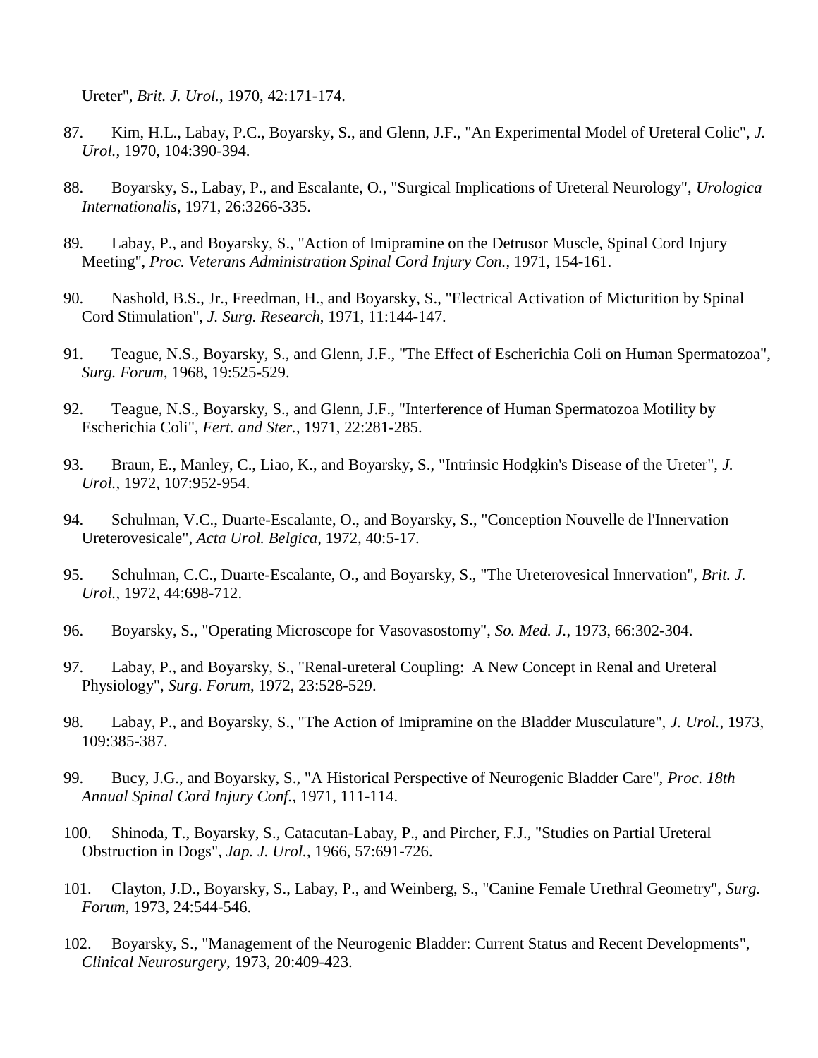Ureter", *Brit. J. Urol.*, 1970, 42:171-174.

87. Kim, H.L., Labay, P.C., Boyarsky, S., and Glenn, J.F., "An Experimental Model of Ureteral Colic", *J. Urol.*, 1970, 104:390-394.

88. Boyarsky, S., Labay, P., and Escalante, O., "Surgical Implications of Ureteral Neurology", *Urologica Internationalis*, 1971, 26:3266-335.

89. Labay, P., and Boyarsky, S., "Action of Imipramine on the Detrusor Muscle, Spinal Cord Injury Meeting", *Proc. Veterans Administration Spinal Cord Injury Con.*, 1971, 154-161.

90. Nashold, B.S., Jr., Freedman, H., and Boyarsky, S., "Electrical Activation of Micturition by Spinal Cord Stimulation", *J. Surg. Research*, 1971, 11:144-147.

91. Teague, N.S., Boyarsky, S., and Glenn, J.F., "The Effect of Escherichia Coli on Human Spermatozoa", *Surg. Forum*, 1968, 19:525-529.

92. Teague, N.S., Boyarsky, S., and Glenn, J.F., "Interference of Human Spermatozoa Motility by Escherichia Coli", *Fert. and Ster.*, 1971, 22:281-285.

93. Braun, E., Manley, C., Liao, K., and Boyarsky, S., "Intrinsic Hodgkin's Disease of the Ureter", *J. Urol.*, 1972, 107:952-954.

94. Schulman, V.C., Duarte-Escalante, O., and Boyarsky, S., "Conception Nouvelle de l'Innervation Ureterovesicale", *Acta Urol. Belgica*, 1972, 40:5-17.

95. Schulman, C.C., Duarte-Escalante, O., and Boyarsky, S., "The Ureterovesical Innervation", *Brit. J. Urol.*, 1972, 44:698-712.

96. Boyarsky, S., "Operating Microscope for Vasovasostomy", *So. Med. J.*, 1973, 66:302-304.

97. Labay, P., and Boyarsky, S., "Renal-ureteral Coupling: A New Concept in Renal and Ureteral Physiology", *Surg. Forum*, 1972, 23:528-529.

98. Labay, P., and Boyarsky, S., "The Action of Imipramine on the Bladder Musculature", *J. Urol.*, 1973, 109:385-387.

99. Bucy, J.G., and Boyarsky, S., "A Historical Perspective of Neurogenic Bladder Care", *Proc. 18th Annual Spinal Cord Injury Conf.*, 1971, 111-114.

100. Shinoda, T., Boyarsky, S., Catacutan-Labay, P., and Pircher, F.J., "Studies on Partial Ureteral Obstruction in Dogs", *Jap. J. Urol.*, 1966, 57:691-726.

101. Clayton, J.D., Boyarsky, S., Labay, P., and Weinberg, S., "Canine Female Urethral Geometry", *Surg. Forum*, 1973, 24:544-546.

102. Boyarsky, S., "Management of the Neurogenic Bladder: Current Status and Recent Developments", *Clinical Neurosurgery*, 1973, 20:409-423.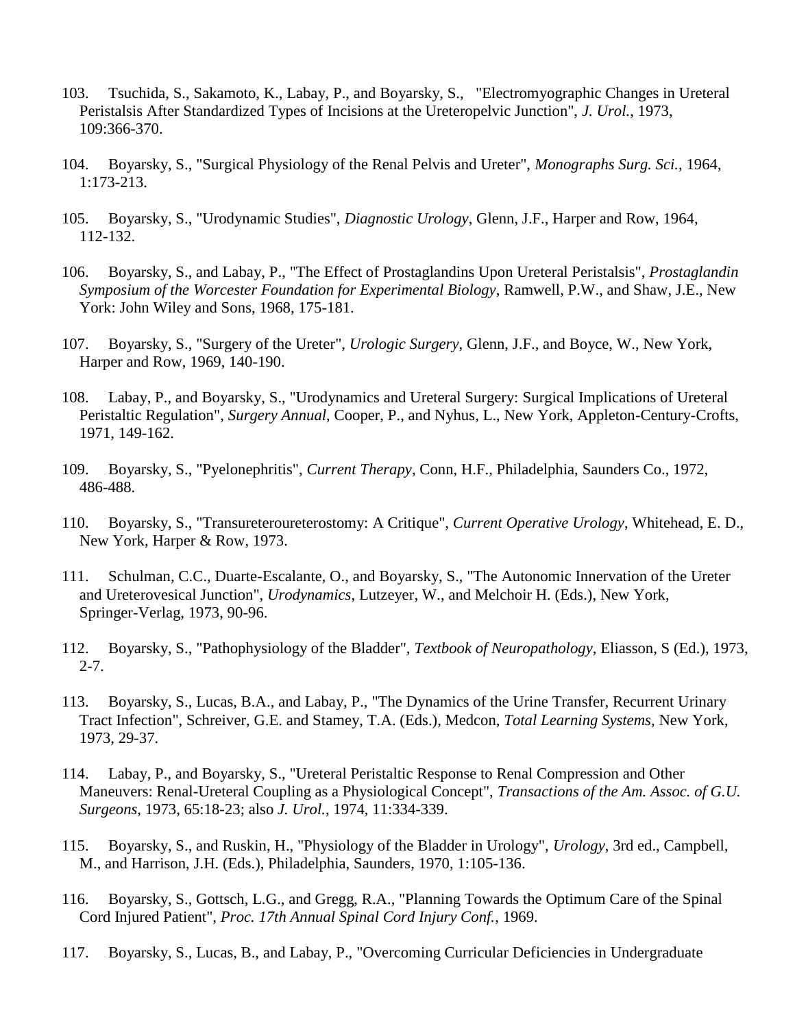103. Tsuchida, S., Sakamoto, K., Labay, P., and Boyarsky, S., "Electromyographic Changes in Ureteral Peristalsis After Standardized Types of Incisions at the Ureteropelvic Junction", *J. Urol.*, 1973, 109:366-370.

104. Boyarsky, S., "Surgical Physiology of the Renal Pelvis and Ureter", *Monographs Surg. Sci.*, 1964, 1:173-213.

105. Boyarsky, S., "Urodynamic Studies", *Diagnostic Urology*, Glenn, J.F., Harper and Row, 1964, 112-132.

106. Boyarsky, S., and Labay, P., "The Effect of Prostaglandins Upon Ureteral Peristalsis", *Prostaglandin Symposium of the Worcester Foundation for Experimental Biology*, Ramwell, P.W., and Shaw, J.E., New York: John Wiley and Sons, 1968, 175-181.

107. Boyarsky, S., "Surgery of the Ureter", *Urologic Surgery*, Glenn, J.F., and Boyce, W., New York, Harper and Row, 1969, 140-190.

108. Labay, P., and Boyarsky, S., "Urodynamics and Ureteral Surgery: Surgical Implications of Ureteral Peristaltic Regulation", *Surgery Annual*, Cooper, P., and Nyhus, L., New York, Appleton-Century-Crofts, 1971, 149-162.

109. Boyarsky, S., "Pyelonephritis", *Current Therapy*, Conn, H.F., Philadelphia, Saunders Co., 1972, 486-488.

110. Boyarsky, S., "Transureteroureterostomy: A Critique", *Current Operative Urology*, Whitehead, E. D., New York, Harper & Row, 1973.

111. Schulman, C.C., Duarte-Escalante, O., and Boyarsky, S., "The Autonomic Innervation of the Ureter and Ureterovesical Junction", *Urodynamics*, Lutzeyer, W., and Melchoir H. (Eds.), New York, Springer-Verlag, 1973, 90-96.

112. Boyarsky, S., "Pathophysiology of the Bladder", *Textbook of Neuropathology*, Eliasson, S (Ed.), 1973, 2-7.

113. Boyarsky, S., Lucas, B.A., and Labay, P., "The Dynamics of the Urine Transfer, Recurrent Urinary Tract Infection", Schreiver, G.E. and Stamey, T.A. (Eds.), Medcon, *Total Learning Systems*, New York, 1973, 29-37.

114. Labay, P., and Boyarsky, S., "Ureteral Peristaltic Response to Renal Compression and Other Maneuvers: Renal-Ureteral Coupling as a Physiological Concept", *Transactions of the Am. Assoc. of G.U. Surgeons*, 1973, 65:18-23; also *J. Urol.*, 1974, 11:334-339.

115. Boyarsky, S., and Ruskin, H., "Physiology of the Bladder in Urology", *Urology*, 3rd ed., Campbell, M., and Harrison, J.H. (Eds.), Philadelphia, Saunders, 1970, 1:105-136.

116. Boyarsky, S., Gottsch, L.G., and Gregg, R.A., "Planning Towards the Optimum Care of the Spinal Cord Injured Patient", *Proc. 17th Annual Spinal Cord Injury Conf.*, 1969.

117. Boyarsky, S., Lucas, B., and Labay, P., "Overcoming Curricular Deficiencies in Undergraduate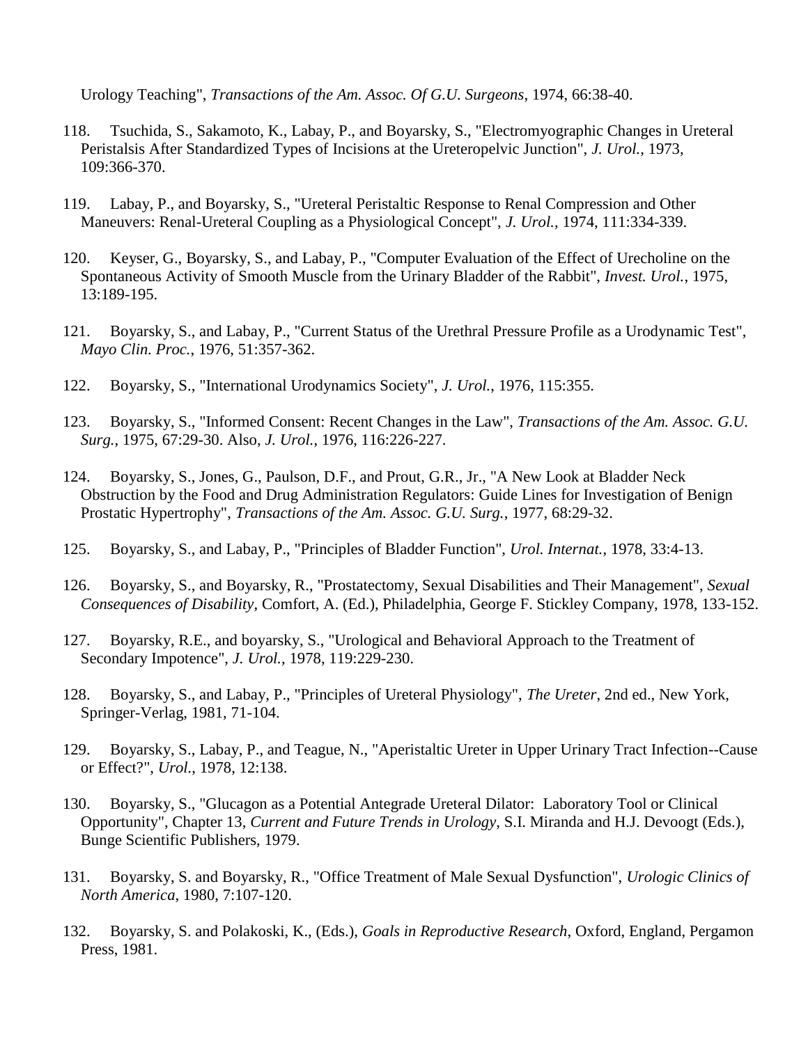Urology Teaching", *Transactions of the Am. Assoc. Of G.U. Surgeons*, 1974, 66:38-40.

118. Tsuchida, S., Sakamoto, K., Labay, P., and Boyarsky, S., "Electromyographic Changes in Ureteral Peristalsis After Standardized Types of Incisions at the Ureteropelvic Junction", *J. Urol.*, 1973, 109:366-370.

119. Labay, P., and Boyarsky, S., "Ureteral Peristaltic Response to Renal Compression and Other Maneuvers: Renal-Ureteral Coupling as a Physiological Concept", *J. Urol.*, 1974, 111:334-339.

120. Keyser, G., Boyarsky, S., and Labay, P., "Computer Evaluation of the Effect of Urecholine on the Spontaneous Activity of Smooth Muscle from the Urinary Bladder of the Rabbit", *Invest. Urol.*, 1975, 13:189-195.

121. Boyarsky, S., and Labay, P., "Current Status of the Urethral Pressure Profile as a Urodynamic Test", *Mayo Clin. Proc.*, 1976, 51:357-362.

122. Boyarsky, S., "International Urodynamics Society", *J. Urol.*, 1976, 115:355.

123. Boyarsky, S., "Informed Consent: Recent Changes in the Law", *Transactions of the Am. Assoc. G.U. Surg.*, 1975, 67:29-30. Also, *J. Urol.*, 1976, 116:226-227.

124. Boyarsky, S., Jones, G., Paulson, D.F., and Prout, G.R., Jr., "A New Look at Bladder Neck Obstruction by the Food and Drug Administration Regulators: Guide Lines for Investigation of Benign Prostatic Hypertrophy", *Transactions of the Am. Assoc. G.U. Surg.*, 1977, 68:29-32.

125. Boyarsky, S., and Labay, P., "Principles of Bladder Function", *Urol. Internat.*, 1978, 33:4-13.

126. Boyarsky, S., and Boyarsky, R., "Prostatectomy, Sexual Disabilities and Their Management", *Sexual Consequences of Disability*, Comfort, A. (Ed.), Philadelphia, George F. Stickley Company, 1978, 133-152.

127. Boyarsky, R.E., and boyarsky, S., "Urological and Behavioral Approach to the Treatment of Secondary Impotence", *J. Urol.*, 1978, 119:229-230.

128. Boyarsky, S., and Labay, P., "Principles of Ureteral Physiology", *The Ureter*, 2nd ed., New York, Springer-Verlag, 1981, 71-104.

129. Boyarsky, S., Labay, P., and Teague, N., "Aperistaltic Ureter in Upper Urinary Tract Infection--Cause or Effect?", *Urol.*, 1978, 12:138.

130. Boyarsky, S., "Glucagon as a Potential Antegrade Ureteral Dilator: Laboratory Tool or Clinical Opportunity", Chapter 13, *Current and Future Trends in Urology*, S.I. Miranda and H.J. Devoogt (Eds.), Bunge Scientific Publishers, 1979.

131. Boyarsky, S. and Boyarsky, R., "Office Treatment of Male Sexual Dysfunction", *Urologic Clinics of North America*, 1980, 7:107-120.

132. Boyarsky, S. and Polakoski, K., (Eds.), *Goals in Reproductive Research*, Oxford, England, Pergamon Press, 1981.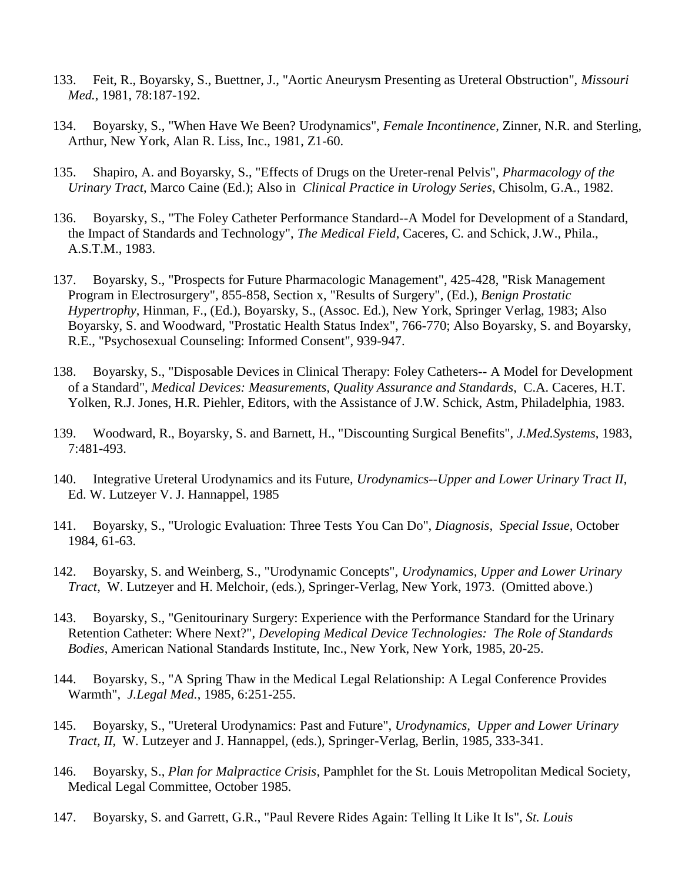133. Feit, R., Boyarsky, S., Buettner, J., "Aortic Aneurysm Presenting as Ureteral Obstruction", *Missouri Med.*, 1981, 78:187-192.

134. Boyarsky, S., "When Have We Been? Urodynamics", *Female Incontinence*, Zinner, N.R. and Sterling, Arthur, New York, Alan R. Liss, Inc., 1981, Z1-60.

135. Shapiro, A. and Boyarsky, S., "Effects of Drugs on the Ureter-renal Pelvis", *Pharmacology of the Urinary Tract*, Marco Caine (Ed.); Also in *Clinical Practice in Urology Series*, Chisolm, G.A., 1982.

136. Boyarsky, S., "The Foley Catheter Performance Standard--A Model for Development of a Standard, the Impact of Standards and Technology", *The Medical Field*, Caceres, C. and Schick, J.W., Phila., A.S.T.M., 1983.

137. Boyarsky, S., "Prospects for Future Pharmacologic Management", 425-428, "Risk Management Program in Electrosurgery", 855-858, Section x, "Results of Surgery", (Ed.), *Benign Prostatic Hypertrophy*, Hinman, F., (Ed.), Boyarsky, S., (Assoc. Ed.), New York, Springer Verlag, 1983; Also Boyarsky, S. and Woodward, "Prostatic Health Status Index", 766-770; Also Boyarsky, S. and Boyarsky, R.E., "Psychosexual Counseling: Informed Consent", 939-947.

138. Boyarsky, S., "Disposable Devices in Clinical Therapy: Foley Catheters-- A Model for Development of a Standard", *Medical Devices: Measurements, Quality Assurance and Standards*, C.A. Caceres, H.T. Yolken, R.J. Jones, H.R. Piehler, Editors, with the Assistance of J.W. Schick, Astm, Philadelphia, 1983.

139. Woodward, R., Boyarsky, S. and Barnett, H., "Discounting Surgical Benefits", *J.Med.Systems*, 1983, 7:481-493.

140. Integrative Ureteral Urodynamics and its Future, *Urodynamics--Upper and Lower Urinary Tract II*, Ed. W. Lutzeyer V. J. Hannappel, 1985

141. Boyarsky, S., "Urologic Evaluation: Three Tests You Can Do", *Diagnosis, Special Issue*, October 1984, 61-63.

142. Boyarsky, S. and Weinberg, S., "Urodynamic Concepts", *Urodynamics, Upper and Lower Urinary Tract*, W. Lutzeyer and H. Melchoir, (eds.), Springer-Verlag, New York, 1973. (Omitted above.)

143. Boyarsky, S., "Genitourinary Surgery: Experience with the Performance Standard for the Urinary Retention Catheter: Where Next?", *Developing Medical Device Technologies: The Role of Standards Bodies*, American National Standards Institute, Inc., New York, New York, 1985, 20-25.

144. Boyarsky, S., "A Spring Thaw in the Medical Legal Relationship: A Legal Conference Provides Warmth", *J.Legal Med.*, 1985, 6:251-255.

145. Boyarsky, S., "Ureteral Urodynamics: Past and Future", *Urodynamics, Upper and Lower Urinary Tract, II*, W. Lutzeyer and J. Hannappel, (eds.), Springer-Verlag, Berlin, 1985, 333-341.

146. Boyarsky, S., *Plan for Malpractice Crisis*, Pamphlet for the St. Louis Metropolitan Medical Society, Medical Legal Committee, October 1985.

147. Boyarsky, S. and Garrett, G.R., "Paul Revere Rides Again: Telling It Like It Is", *St. Louis*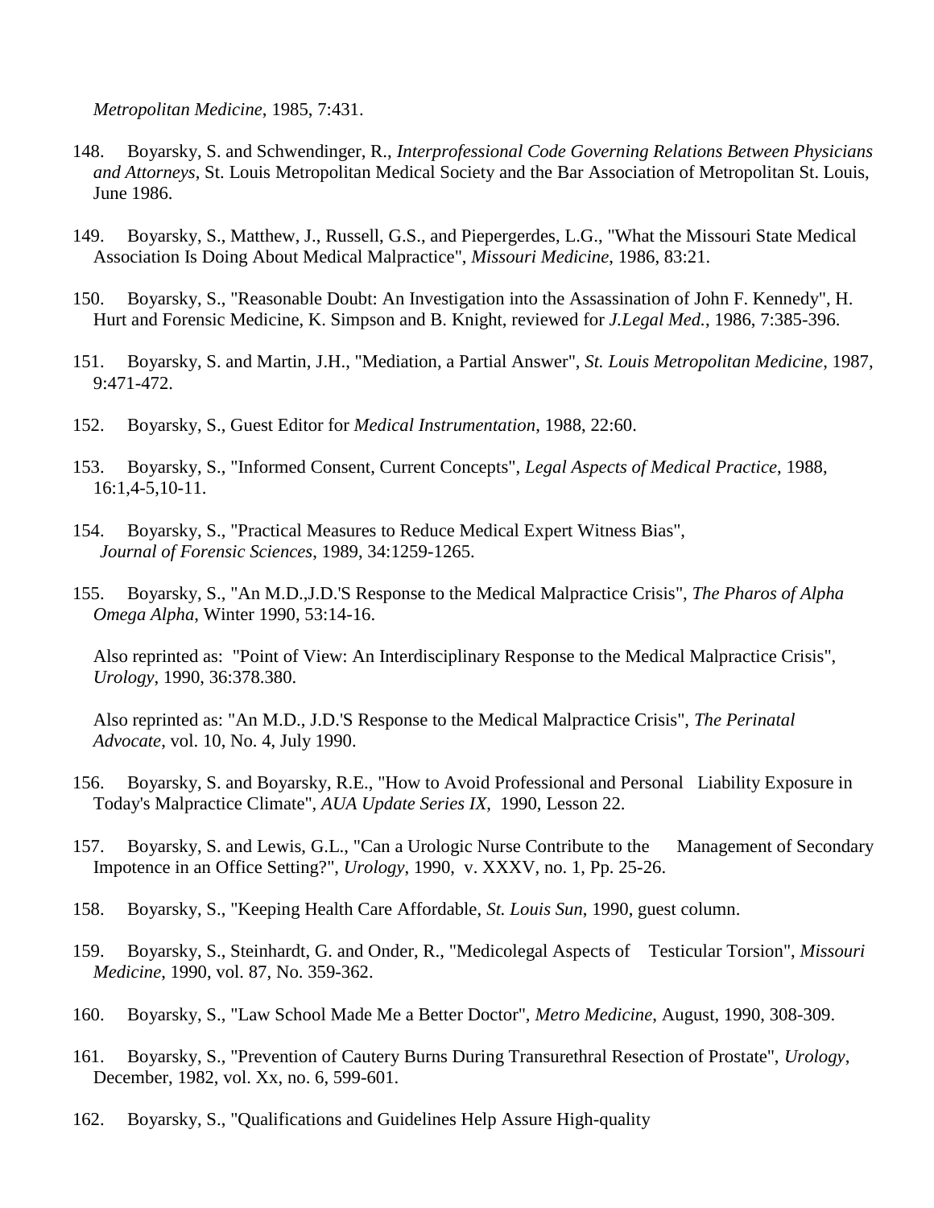*Metropolitan Medicine*, 1985, 7:431.

148. Boyarsky, S. and Schwendinger, R., *Interprofessional Code Governing Relations Between Physicians and Attorneys*, St. Louis Metropolitan Medical Society and the Bar Association of Metropolitan St. Louis, June 1986.

149. Boyarsky, S., Matthew, J., Russell, G.S., and Piepergerdes, L.G., "What the Missouri State Medical Association Is Doing About Medical Malpractice", *Missouri Medicine*, 1986, 83:21.

150. Boyarsky, S., "Reasonable Doubt: An Investigation into the Assassination of John F. Kennedy", H. Hurt and Forensic Medicine, K. Simpson and B. Knight, reviewed for *J.Legal Med.*, 1986, 7:385-396.

151. Boyarsky, S. and Martin, J.H., "Mediation, a Partial Answer", *St. Louis Metropolitan Medicine*, 1987, 9:471-472.

152. Boyarsky, S., Guest Editor for *Medical Instrumentation*, 1988, 22:60.

153. Boyarsky, S., "Informed Consent, Current Concepts", *Legal Aspects of Medical Practice*, 1988, 16:1,4-5,10-11.

154. Boyarsky, S., "Practical Measures to Reduce Medical Expert Witness Bias", *Journal of Forensic Sciences*, 1989, 34:1259-1265.

155. Boyarsky, S., "An M.D.,J.D.'S Response to the Medical Malpractice Crisis", *The Pharos of Alpha Omega Alpha*, Winter 1990, 53:14-16.

Also reprinted as: "Point of View: An Interdisciplinary Response to the Medical Malpractice Crisis", *Urology*, 1990, 36:378.380.

Also reprinted as: "An M.D., J.D.'S Response to the Medical Malpractice Crisis", *The Perinatal Advocate*, vol. 10, No. 4, July 1990.

156. Boyarsky, S. and Boyarsky, R.E., "How to Avoid Professional and Personal Liability Exposure in Today's Malpractice Climate", *AUA Update Series IX*, 1990, Lesson 22.

157. Boyarsky, S. and Lewis, G.L., "Can a Urologic Nurse Contribute to the Management of Secondary Impotence in an Office Setting?", *Urology*, 1990, v. XXXV, no. 1, Pp. 25-26.

158. Boyarsky, S., "Keeping Health Care Affordable, *St. Louis Sun*, 1990, guest column.

159. Boyarsky, S., Steinhardt, G. and Onder, R., "Medicolegal Aspects of Testicular Torsion", *Missouri Medicine*, 1990, vol. 87, No. 359-362.

160. Boyarsky, S., "Law School Made Me a Better Doctor", *Metro Medicine*, August, 1990, 308-309.

161. Boyarsky, S., "Prevention of Cautery Burns During Transurethral Resection of Prostate", *Urology*, December, 1982, vol. Xx, no. 6, 599-601.

162. Boyarsky, S., "Qualifications and Guidelines Help Assure High-quality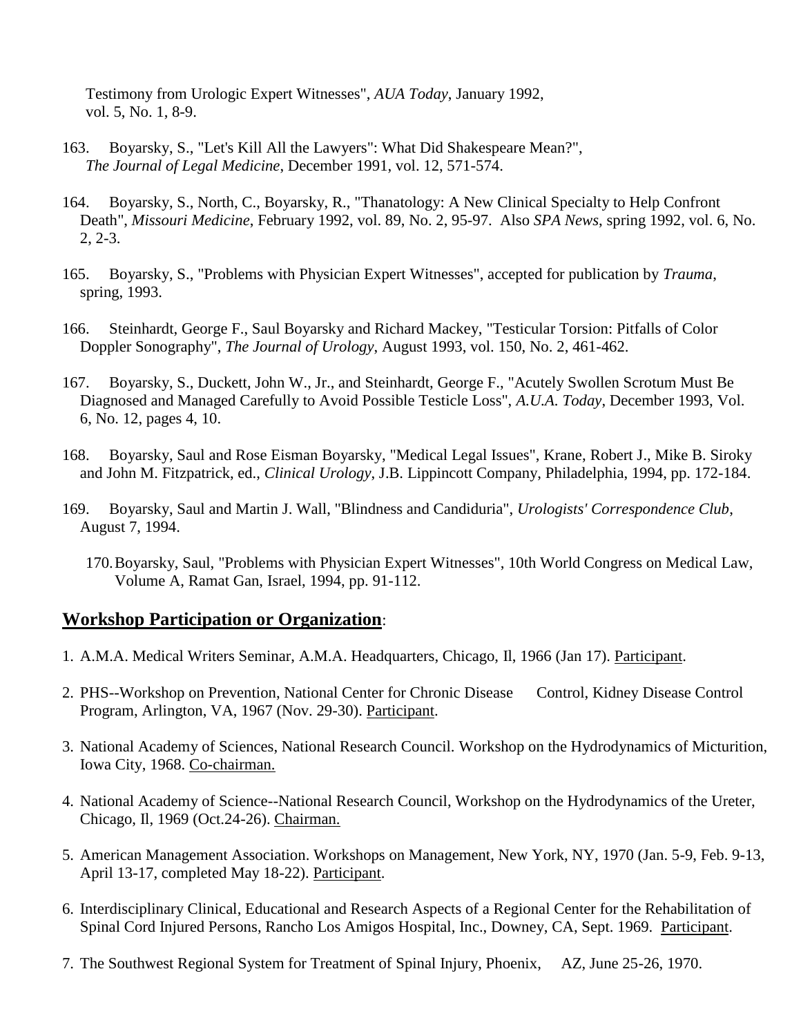Testimony from Urologic Expert Witnesses", *AUA Today*, January 1992, vol. 5, No. 1, 8-9.

163. Boyarsky, S., "Let's Kill All the Lawyers": What Did Shakespeare Mean?", *The Journal of Legal Medicine*, December 1991, vol. 12, 571-574.

164. Boyarsky, S., North, C., Boyarsky, R., "Thanatology: A New Clinical Specialty to Help Confront Death", *Missouri Medicine*, February 1992, vol. 89, No. 2, 95-97. Also *SPA News*, spring 1992, vol. 6, No. 2, 2-3.

165. Boyarsky, S., "Problems with Physician Expert Witnesses", accepted for publication by *Trauma*, spring, 1993.

166. Steinhardt, George F., Saul Boyarsky and Richard Mackey, "Testicular Torsion: Pitfalls of Color Doppler Sonography", *The Journal of Urology*, August 1993, vol. 150, No. 2, 461-462.

167. Boyarsky, S., Duckett, John W., Jr., and Steinhardt, George F., "Acutely Swollen Scrotum Must Be Diagnosed and Managed Carefully to Avoid Possible Testicle Loss", *A.U.A. Today*, December 1993, Vol. 6, No. 12, pages 4, 10.

168. Boyarsky, Saul and Rose Eisman Boyarsky, "Medical Legal Issues", Krane, Robert J., Mike B. Siroky and John M. Fitzpatrick, ed., *Clinical Urology*, J.B. Lippincott Company, Philadelphia, 1994, pp. 172-184.

169. Boyarsky, Saul and Martin J. Wall, "Blindness and Candiduria", *Urologists' Correspondence Club*, August 7, 1994.

170. Boyarsky, Saul, "Problems with Physician Expert Witnesses", 10th World Congress on Medical Law, Volume A, Ramat Gan, Israel, 1994, pp. 91-112.

## Workshop Participation or Organization:

1. A.M.A. Medical Writers Seminar, A.M.A. Headquarters, Chicago, Il, 1966 (Jan 17). Participant.

2. PHS--Workshop on Prevention, National Center for Chronic Disease Control, Kidney Disease Control Program, Arlington, VA, 1967 (Nov. 29-30). Participant.

3. National Academy of Sciences, National Research Council. Workshop on the Hydrodynamics of Micturition, Iowa City, 1968. Co-chairman.

4. National Academy of Science--National Research Council, Workshop on the Hydrodynamics of the Ureter, Chicago, Il, 1969 (Oct.24-26). Chairman.

5. American Management Association. Workshops on Management, New York, NY, 1970 (Jan. 5-9, Feb. 9-13, April 13-17, completed May 18-22). Participant.

6. Interdisciplinary Clinical, Educational and Research Aspects of a Regional Center for the Rehabilitation of Spinal Cord Injured Persons, Rancho Los Amigos Hospital, Inc., Downey, CA, Sept. 1969. Participant.

7. The Southwest Regional System for Treatment of Spinal Injury, Phoenix, AZ, June 25-26, 1970.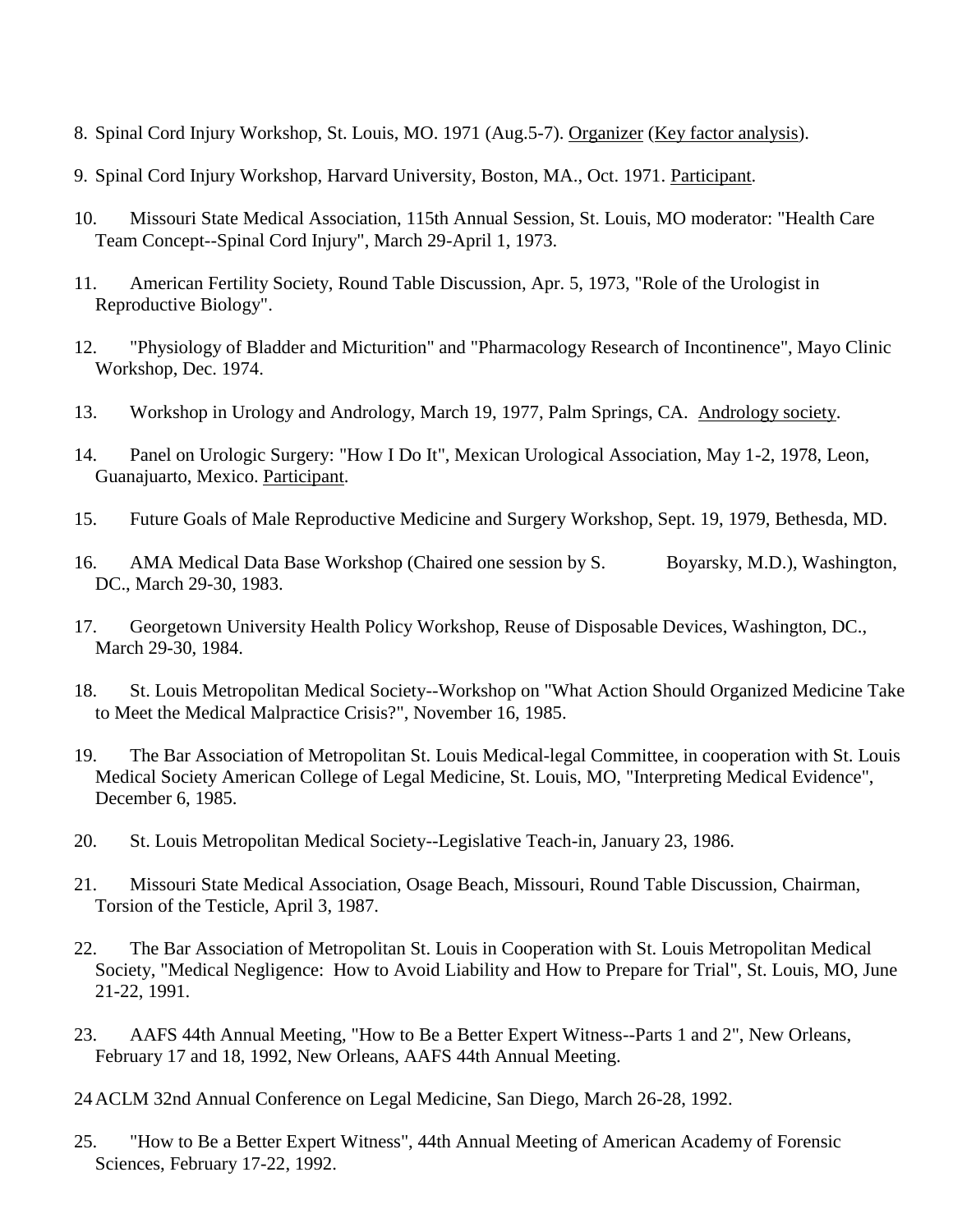8. Spinal Cord Injury Workshop, St. Louis, MO. 1971 (Aug.5-7). Organizer (Key factor analysis).

9. Spinal Cord Injury Workshop, Harvard University, Boston, MA., Oct. 1971. Participant.

10. Missouri State Medical Association, 115th Annual Session, St. Louis, MO moderator: "Health Care Team Concept--Spinal Cord Injury", March 29-April 1, 1973.

11. American Fertility Society, Round Table Discussion, Apr. 5, 1973, "Role of the Urologist in Reproductive Biology".

12. "Physiology of Bladder and Micturition" and "Pharmacology Research of Incontinence", Mayo Clinic Workshop, Dec. 1974.

13. Workshop in Urology and Andrology, March 19, 1977, Palm Springs, CA. Andrology society.

14. Panel on Urologic Surgery: "How I Do It", Mexican Urological Association, May 1-2, 1978, Leon, Guanajuarto, Mexico. Participant.

15. Future Goals of Male Reproductive Medicine and Surgery Workshop, Sept. 19, 1979, Bethesda, MD.

16. AMA Medical Data Base Workshop (Chaired one session by S. Boyarsky, M.D.), Washington, DC., March 29-30, 1983.

17. Georgetown University Health Policy Workshop, Reuse of Disposable Devices, Washington, DC., March 29-30, 1984.

18. St. Louis Metropolitan Medical Society--Workshop on "What Action Should Organized Medicine Take to Meet the Medical Malpractice Crisis?", November 16, 1985.

19. The Bar Association of Metropolitan St. Louis Medical-legal Committee, in cooperation with St. Louis Medical Society American College of Legal Medicine, St. Louis, MO, "Interpreting Medical Evidence", December 6, 1985.

20. St. Louis Metropolitan Medical Society--Legislative Teach-in, January 23, 1986.

21. Missouri State Medical Association, Osage Beach, Missouri, Round Table Discussion, Chairman, Torsion of the Testicle, April 3, 1987.

22. The Bar Association of Metropolitan St. Louis in Cooperation with St. Louis Metropolitan Medical Society, "Medical Negligence: How to Avoid Liability and How to Prepare for Trial", St. Louis, MO, June 21-22, 1991.

23. AAFS 44th Annual Meeting, "How to Be a Better Expert Witness--Parts 1 and 2", New Orleans, February 17 and 18, 1992, New Orleans, AAFS 44th Annual Meeting.

24 ACLM 32nd Annual Conference on Legal Medicine, San Diego, March 26-28, 1992.

25. "How to Be a Better Expert Witness", 44th Annual Meeting of American Academy of Forensic Sciences, February 17-22, 1992.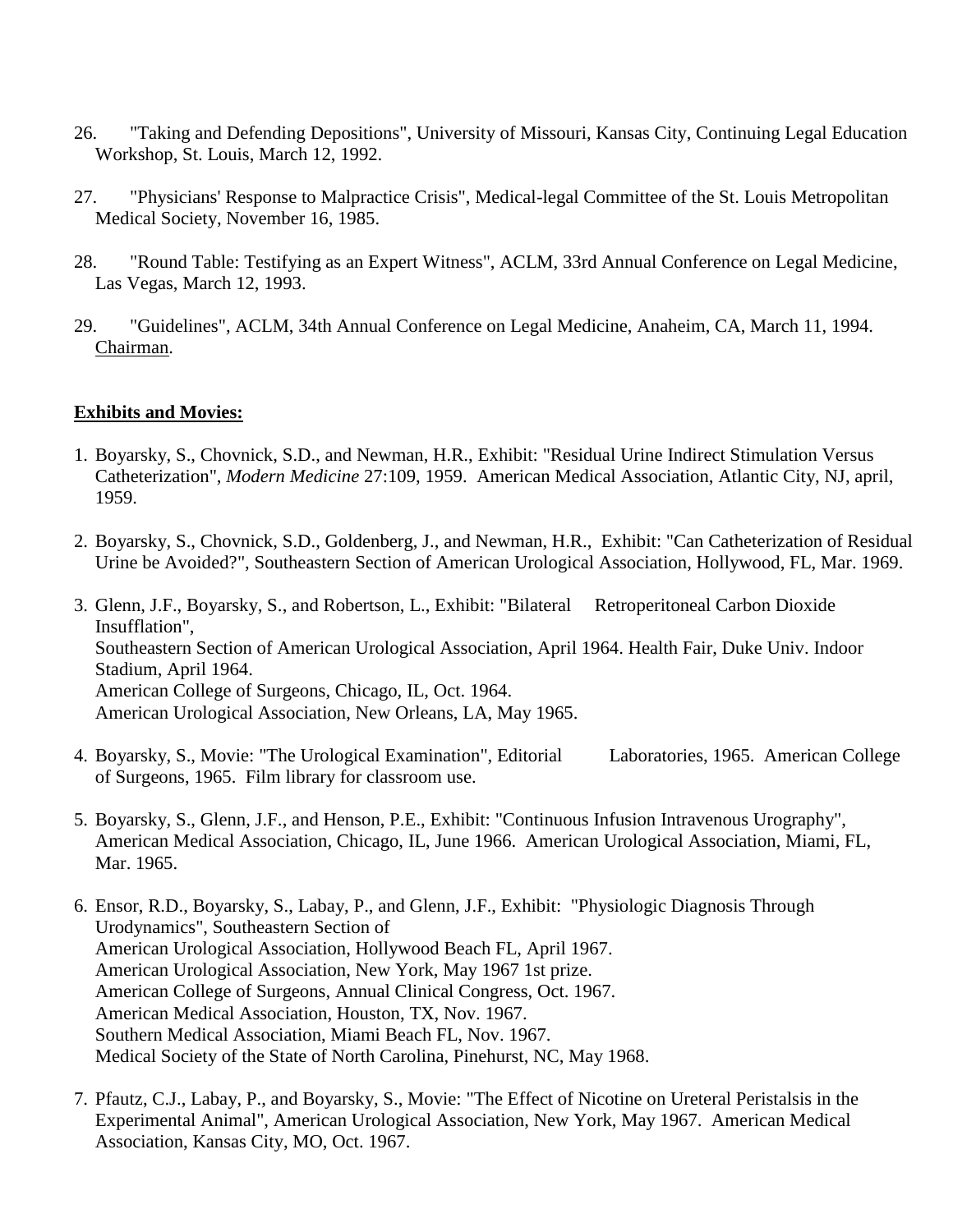26. "Taking and Defending Depositions", University of Missouri, Kansas City, Continuing Legal Education Workshop, St. Louis, March 12, 1992.

27. "Physicians' Response to Malpractice Crisis", Medical-legal Committee of the St. Louis Metropolitan Medical Society, November 16, 1985.

28. "Round Table: Testifying as an Expert Witness", ACLM, 33rd Annual Conference on Legal Medicine, Las Vegas, March 12, 1993.

29. "Guidelines", ACLM, 34th Annual Conference on Legal Medicine, Anaheim, CA, March 11, 1994. Chairman.

**Exhibits and Movies:**

1. Boyarsky, S., Chovnick, S.D., and Newman, H.R., Exhibit: "Residual Urine Indirect Stimulation Versus Catheterization", *Modern Medicine* 27:109, 1959. American Medical Association, Atlantic City, NJ, april, 1959.

2. Boyarsky, S., Chovnick, S.D., Goldenberg, J., and Newman, H.R., Exhibit: "Can Catheterization of Residual Urine be Avoided?", Southeastern Section of American Urological Association, Hollywood, FL, Mar. 1969.

3. Glenn, J.F., Boyarsky, S., and Robertson, L., Exhibit: "Bilateral Retroperitoneal Carbon Dioxide Insufflation",
   Southeastern Section of American Urological Association, April 1964. Health Fair, Duke Univ. Indoor Stadium, April 1964.
   American College of Surgeons, Chicago, IL, Oct. 1964.
   American Urological Association, New Orleans, LA, May 1965.

4. Boyarsky, S., Movie: "The Urological Examination", Editorial Laboratories, 1965. American College of Surgeons, 1965. Film library for classroom use.

5. Boyarsky, S., Glenn, J.F., and Henson, P.E., Exhibit: "Continuous Infusion Intravenous Urography", American Medical Association, Chicago, IL, June 1966. American Urological Association, Miami, FL, Mar. 1965.

6. Ensor, R.D., Boyarsky, S., Labay, P., and Glenn, J.F., Exhibit: "Physiologic Diagnosis Through Urodynamics", Southeastern Section of
   American Urological Association, Hollywood Beach FL, April 1967.
   American Urological Association, New York, May 1967 1st prize.
   American College of Surgeons, Annual Clinical Congress, Oct. 1967.
   American Medical Association, Houston, TX, Nov. 1967.
   Southern Medical Association, Miami Beach FL, Nov. 1967.
   Medical Society of the State of North Carolina, Pinehurst, NC, May 1968.

7. Pfautz, C.J., Labay, P., and Boyarsky, S., Movie: "The Effect of Nicotine on Ureteral Peristalsis in the Experimental Animal", American Urological Association, New York, May 1967. American Medical Association, Kansas City, MO, Oct. 1967.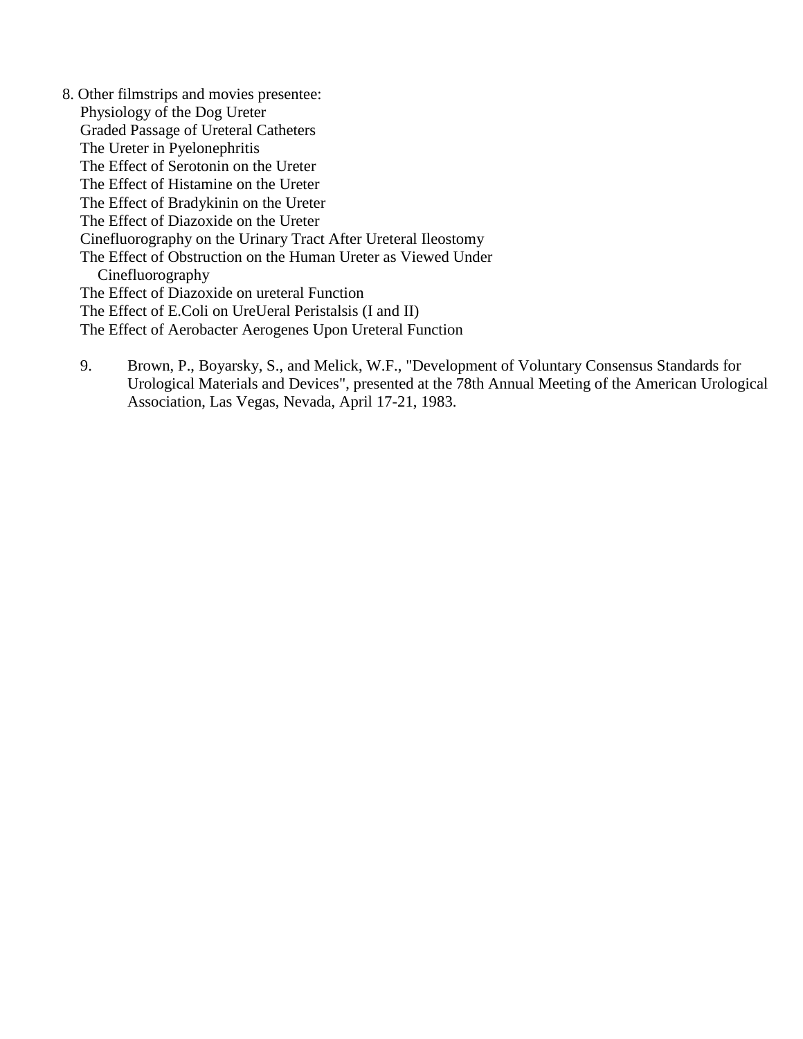8. Other filmstrips and movies presentee:
   - Physiology of the Dog Ureter
   - Graded Passage of Ureteral Catheters
   - The Ureter in Pyelonephritis
   - The Effect of Serotonin on the Ureter
   - The Effect of Histamine on the Ureter
   - The Effect of Bradykinin on the Ureter
   - The Effect of Diazoxide on the Ureter
   - Cinefluorography on the Urinary Tract After Ureteral Ileostomy
   - The Effect of Obstruction on the Human Ureter as Viewed Under Cinefluorography
   - The Effect of Diazoxide on ureteral Function
   - The Effect of E.Coli on UreUeral Peristalsis (I and II)
   - The Effect of Aerobacter Aerogenes Upon Ureteral Function

9. Brown, P., Boyarsky, S., and Melick, W.F., "Development of Voluntary Consensus Standards for Urological Materials and Devices", presented at the 78th Annual Meeting of the American Urological Association, Las Vegas, Nevada, April 17-21, 1983.